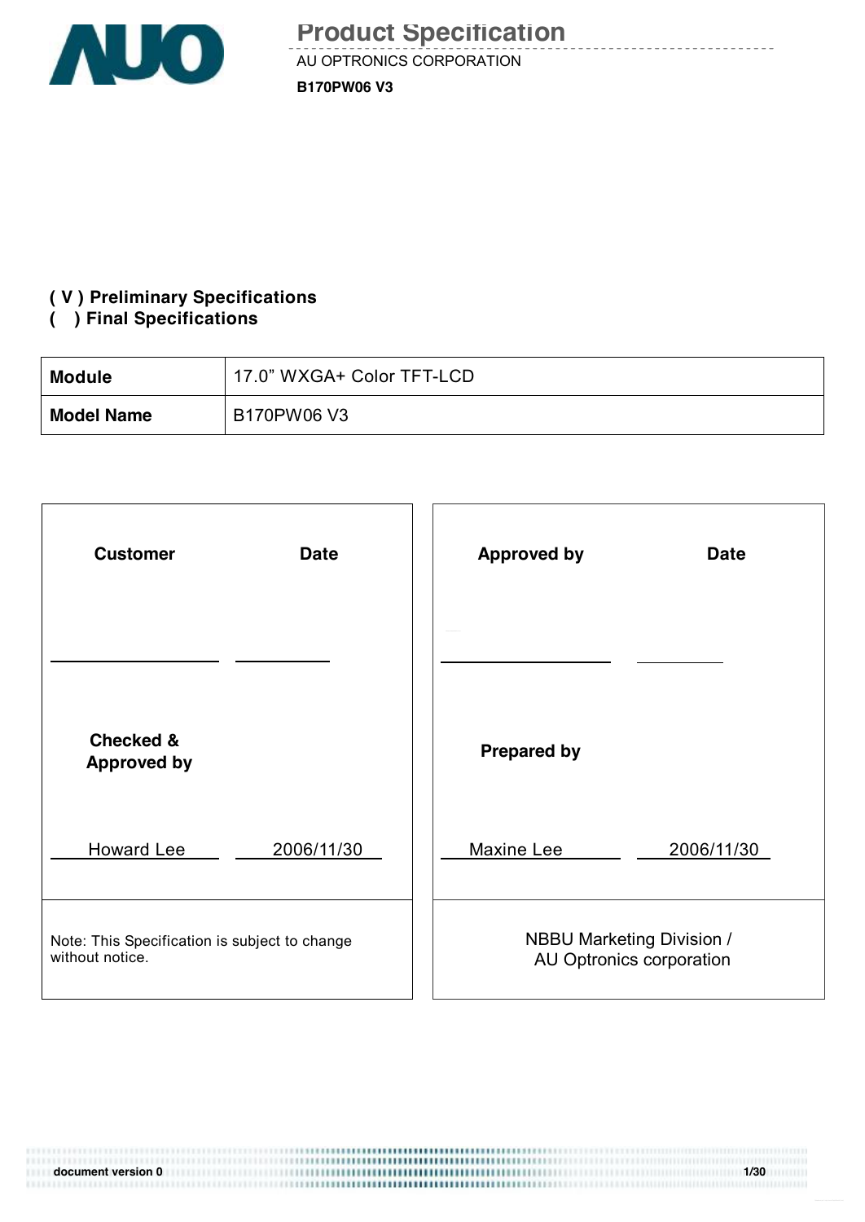# Product Specification

AU OPTRONICS CORPORATION

**B170PW06 V3**

**( V ) Preliminary Specifications**
**(   ) Final Specifications**

| **Module** | 17.0" WXGA+ Color TFT-LCD |
|---|---|
| **Model Name** | B170PW06 V3 |

| **Customer** | **Date** | **Approved by** | **Date** |
|---|---|---|---|
| | | | |
| **Checked & Approved by** | | **Prepared by** | |
| Howard Lee | 2006/11/30 | Maxine Lee | 2006/11/30 |
| Note: This Specification is subject to change without notice. | | NBBU Marketing Division / AU Optronics corporation | |

document version 0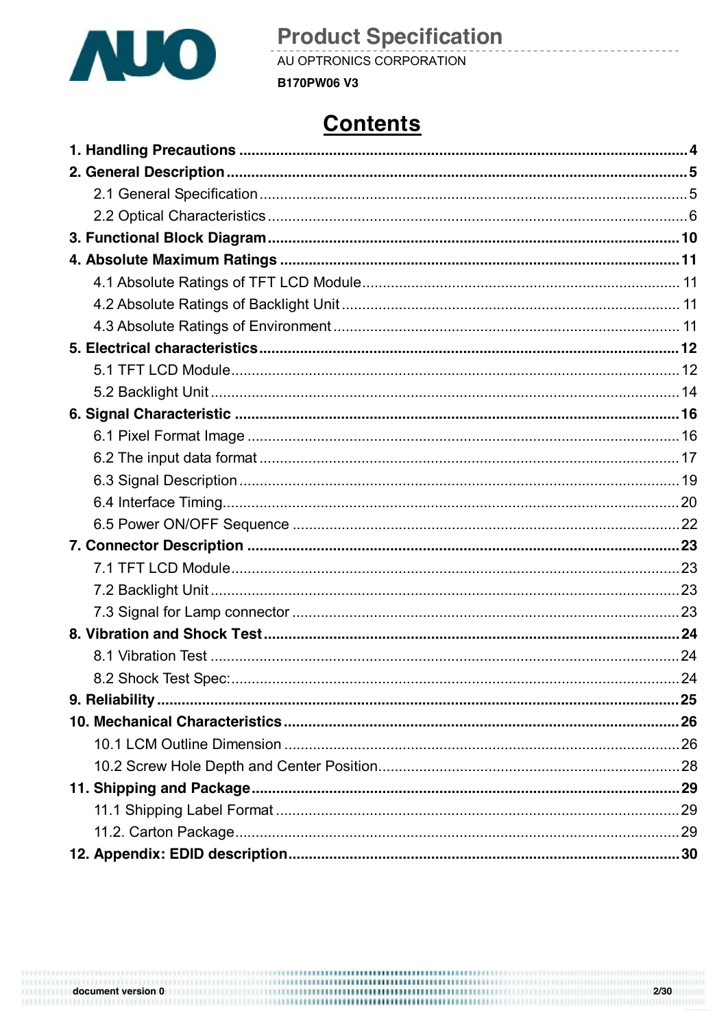# Contents

**1. Handling Precautions** .......... **4**

**2. General Description** .......... **5**

- 2.1 General Specification .......... 5
- 2.2 Optical Characteristics .......... 6

**3. Functional Block Diagram** .......... **10**

**4. Absolute Maximum Ratings** .......... **11**

- 4.1 Absolute Ratings of TFT LCD Module .......... 11
- 4.2 Absolute Ratings of Backlight Unit .......... 11
- 4.3 Absolute Ratings of Environment .......... 11

**5. Electrical characteristics** .......... **12**

- 5.1 TFT LCD Module .......... 12
- 5.2 Backlight Unit .......... 14

**6. Signal Characteristic** .......... **16**

- 6.1 Pixel Format Image .......... 16
- 6.2 The input data format .......... 17
- 6.3 Signal Description .......... 19
- 6.4 Interface Timing .......... 20
- 6.5 Power ON/OFF Sequence .......... 22

**7. Connector Description** .......... **23**

- 7.1 TFT LCD Module .......... 23
- 7.2 Backlight Unit .......... 23
- 7.3 Signal for Lamp connector .......... 23

**8. Vibration and Shock Test** .......... **24**

- 8.1 Vibration Test .......... 24
- 8.2 Shock Test Spec: .......... 24

**9. Reliability** .......... **25**

**10. Mechanical Characteristics** .......... **26**

- 10.1 LCM Outline Dimension .......... 26
- 10.2 Screw Hole Depth and Center Position .......... 28

**11. Shipping and Package** .......... **29**

- 11.1 Shipping Label Format .......... 29
- 11.2. Carton Package .......... 29

**12. Appendix: EDID description** .......... **30**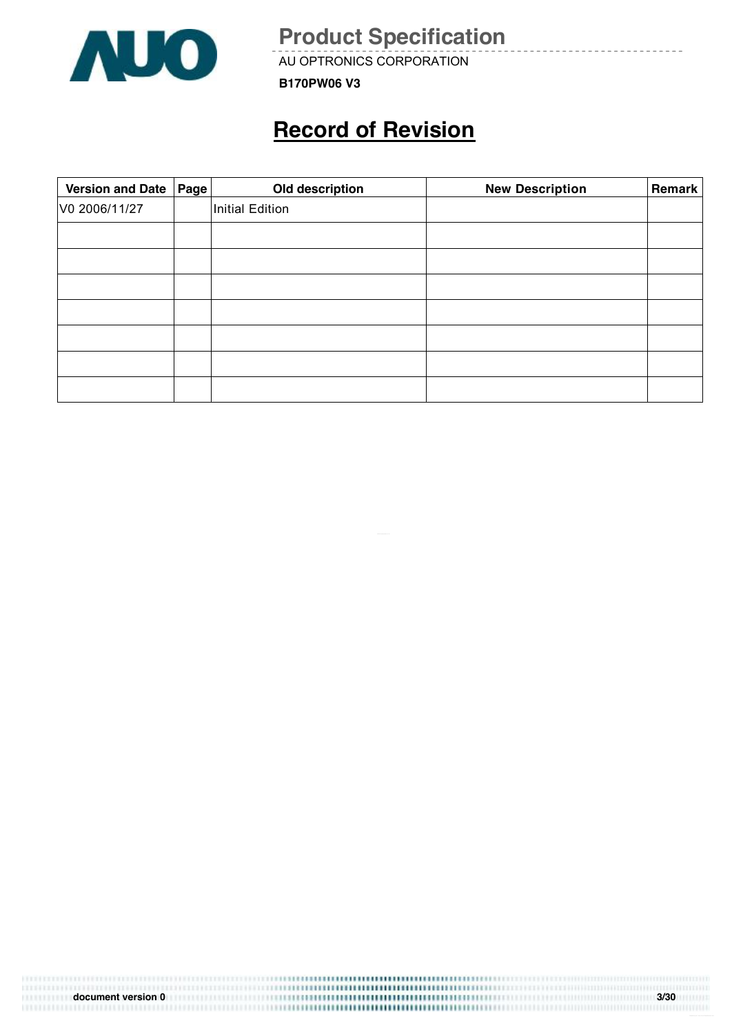# Record of Revision

| Version and Date | Page | Old description | New Description | Remark |
|---|---|---|---|---|
| V0 2006/11/27 | | Initial Edition | | |
| | | | | |
| | | | | |
| | | | | |
| | | | | |
| | | | | |
| | | | | |
| | | | | |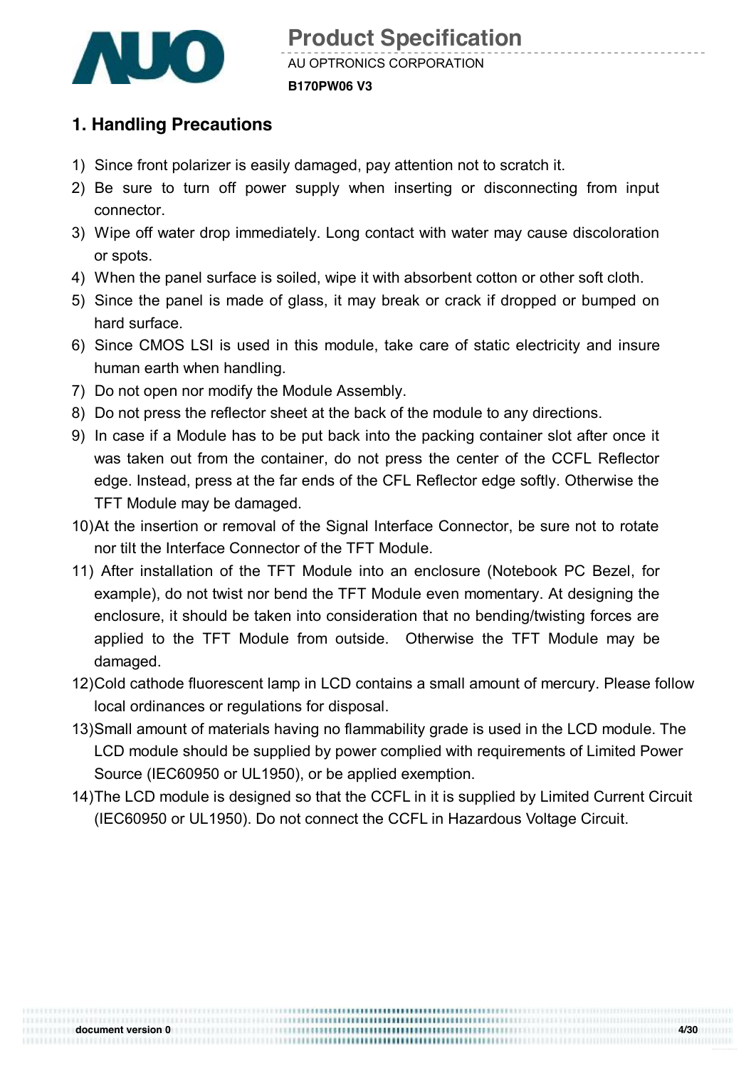## 1. Handling Precautions

1) Since front polarizer is easily damaged, pay attention not to scratch it.
2) Be sure to turn off power supply when inserting or disconnecting from input connector.
3) Wipe off water drop immediately. Long contact with water may cause discoloration or spots.
4) When the panel surface is soiled, wipe it with absorbent cotton or other soft cloth.
5) Since the panel is made of glass, it may break or crack if dropped or bumped on hard surface.
6) Since CMOS LSI is used in this module, take care of static electricity and insure human earth when handling.
7) Do not open nor modify the Module Assembly.
8) Do not press the reflector sheet at the back of the module to any directions.
9) In case if a Module has to be put back into the packing container slot after once it was taken out from the container, do not press the center of the CCFL Reflector edge. Instead, press at the far ends of the CFL Reflector edge softly. Otherwise the TFT Module may be damaged.
10) At the insertion or removal of the Signal Interface Connector, be sure not to rotate nor tilt the Interface Connector of the TFT Module.
11) After installation of the TFT Module into an enclosure (Notebook PC Bezel, for example), do not twist nor bend the TFT Module even momentary. At designing the enclosure, it should be taken into consideration that no bending/twisting forces are applied to the TFT Module from outside. Otherwise the TFT Module may be damaged.
12) Cold cathode fluorescent lamp in LCD contains a small amount of mercury. Please follow local ordinances or regulations for disposal.
13) Small amount of materials having no flammability grade is used in the LCD module. The LCD module should be supplied by power complied with requirements of Limited Power Source (IEC60950 or UL1950), or be applied exemption.
14) The LCD module is designed so that the CCFL in it is supplied by Limited Current Circuit (IEC60950 or UL1950). Do not connect the CCFL in Hazardous Voltage Circuit.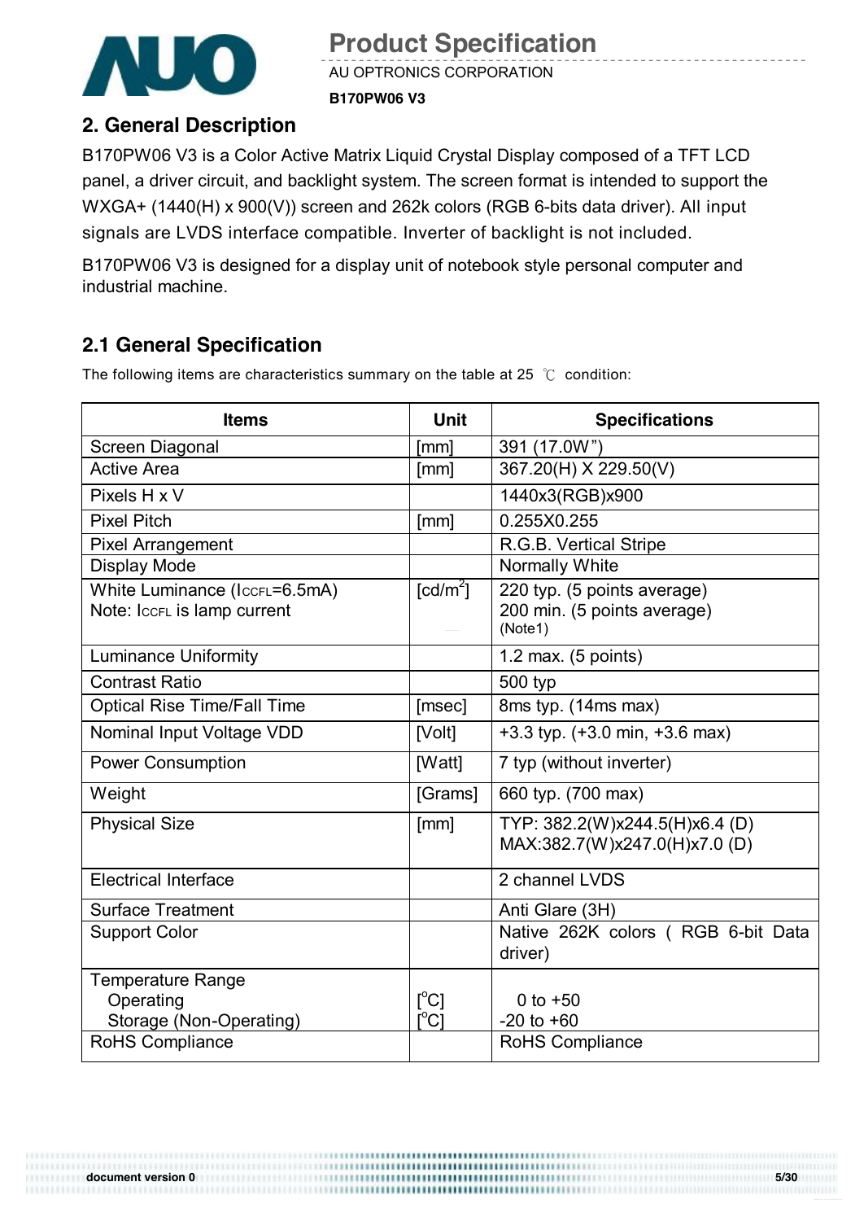## 2. General Description

B170PW06 V3 is a Color Active Matrix Liquid Crystal Display composed of a TFT LCD panel, a driver circuit, and backlight system. The screen format is intended to support the WXGA+ (1440(H) x 900(V)) screen and 262k colors (RGB 6-bits data driver). All input signals are LVDS interface compatible. Inverter of backlight is not included.

B170PW06 V3 is designed for a display unit of notebook style personal computer and industrial machine.

### 2.1 General Specification

The following items are characteristics summary on the table at 25 ℃ condition:

| Items | Unit | Specifications |
|---|---|---|
| Screen Diagonal | [mm] | 391 (17.0W") |
| Active Area | [mm] | 367.20(H) X 229.50(V) |
| Pixels H x V | | 1440x3(RGB)x900 |
| Pixel Pitch | [mm] | 0.255X0.255 |
| Pixel Arrangement | | R.G.B. Vertical Stripe |
| Display Mode | | Normally White |
| White Luminance ($I_{CCFL}$=6.5mA)<br>Note: $I_{CCFL}$ is lamp current | [cd/m$^2$] | 220 typ. (5 points average)<br>200 min. (5 points average)<br>(Note1) |
| Luminance Uniformity | | 1.2 max. (5 points) |
| Contrast Ratio | | 500 typ |
| Optical Rise Time/Fall Time | [msec] | 8ms typ. (14ms max) |
| Nominal Input Voltage VDD | [Volt] | +3.3 typ. (+3.0 min, +3.6 max) |
| Power Consumption | [Watt] | 7 typ (without inverter) |
| Weight | [Grams] | 660 typ. (700 max) |
| Physical Size | [mm] | TYP: 382.2(W)x244.5(H)x6.4 (D)<br>MAX:382.7(W)x247.0(H)x7.0 (D) |
| Electrical Interface | | 2 channel LVDS |
| Surface Treatment | | Anti Glare (3H) |
| Support Color | | Native 262K colors ( RGB 6-bit Data driver) |
| Temperature Range<br>Operating<br>Storage (Non-Operating) | <br>[$^o$C]<br>[$^o$C] | <br>0 to +50<br>-20 to +60 |
| RoHS Compliance | | RoHS Compliance |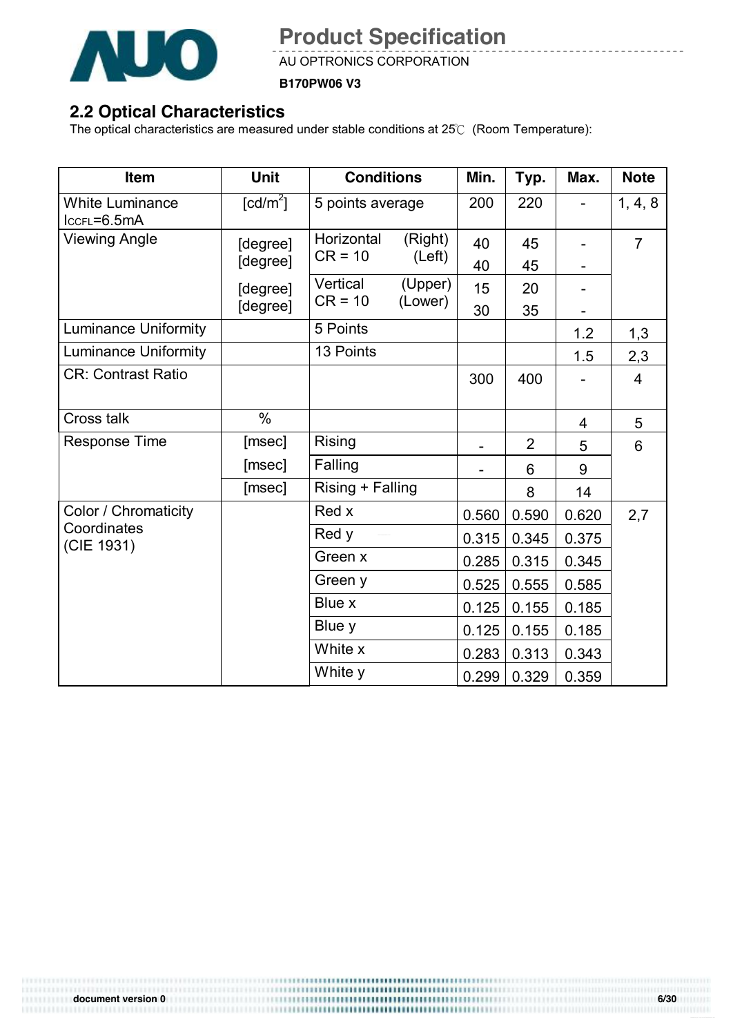## 2.2 Optical Characteristics

The optical characteristics are measured under stable conditions at 25℃ (Room Temperature):

| Item | Unit | Conditions | Min. | Typ. | Max. | Note |
|---|---|---|---|---|---|---|
| White Luminance $I_{CCFL}$=6.5mA | [cd/m$^2$] | 5 points average | 200 | 220 | - | 1, 4, 8 |
| Viewing Angle | [degree] | Horizontal CR = 10 (Right) | 40 | 45 | - | 7 |
| | [degree] | (Left) | 40 | 45 | - | |
| | [degree] | Vertical CR = 10 (Upper) | 15 | 20 | - | |
| | [degree] | (Lower) | 30 | 35 | - | |
| Luminance Uniformity | | 5 Points | | | 1.2 | 1,3 |
| Luminance Uniformity | | 13 Points | | | 1.5 | 2,3 |
| CR: Contrast Ratio | | | 300 | 400 | - | 4 |
| Cross talk | % | | | | 4 | 5 |
| Response Time | [msec] | Rising | - | 2 | 5 | 6 |
| | [msec] | Falling | - | 6 | 9 | |
| | [msec] | Rising + Falling | | 8 | 14 | |
| Color / Chromaticity Coordinates (CIE 1931) | | Red x | 0.560 | 0.590 | 0.620 | 2,7 |
| | | Red y | 0.315 | 0.345 | 0.375 | |
| | | Green x | 0.285 | 0.315 | 0.345 | |
| | | Green y | 0.525 | 0.555 | 0.585 | |
| | | Blue x | 0.125 | 0.155 | 0.185 | |
| | | Blue y | 0.125 | 0.155 | 0.185 | |
| | | White x | 0.283 | 0.313 | 0.343 | |
| | | White y | 0.299 | 0.329 | 0.359 | |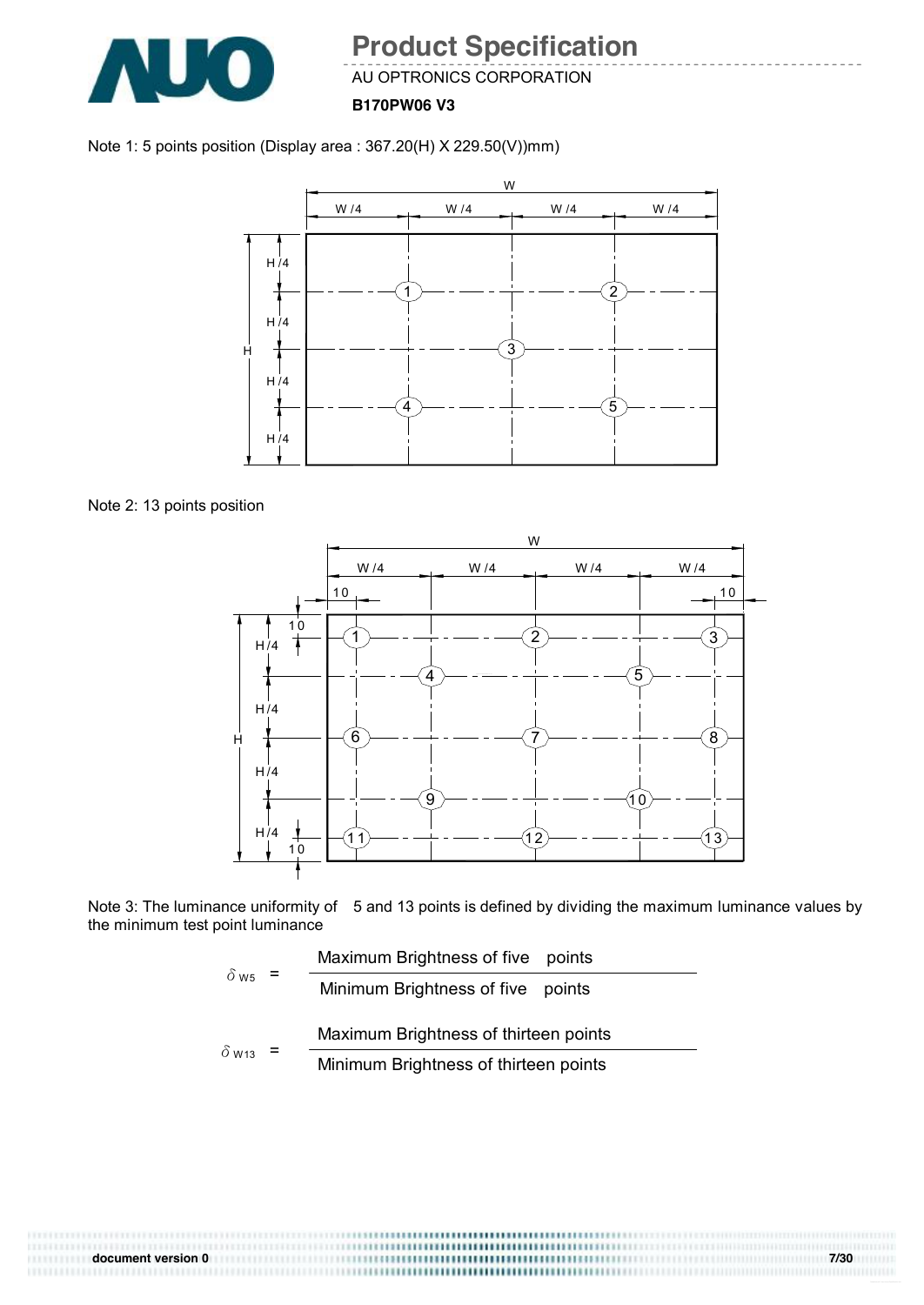Note 1: 5 points position (Display area : 367.20(H) X 229.50(V))mm)

Note 2: 13 points position

Note 3: The luminance uniformity of 5 and 13 points is defined by dividing the maximum luminance values by the minimum test point luminance

$$\delta_{W5} = \frac{\text{Maximum Brightness of five points}}{\text{Minimum Brightness of five points}}$$

$$\delta_{W13} = \frac{\text{Maximum Brightness of thirteen points}}{\text{Minimum Brightness of thirteen points}}$$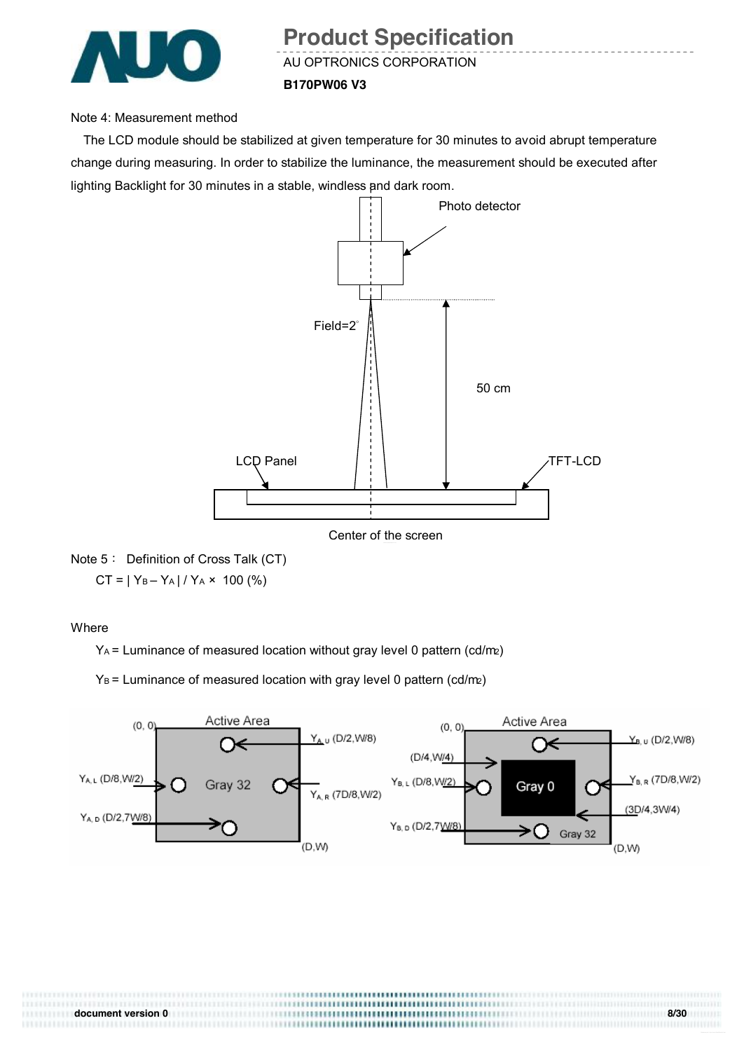Note 4: Measurement method

The LCD module should be stabilized at given temperature for 30 minutes to avoid abrupt temperature change during measuring. In order to stabilize the luminance, the measurement should be executed after lighting Backlight for 30 minutes in a stable, windless and dark room.

Photo detector

Field=2°

50 cm

LCD Panel

TFT-LCD

Center of the screen

Note 5： Definition of Cross Talk (CT)

$$CT = | Y_B - Y_A | / Y_A \times 100 \ (\%)$$

Where

$Y_A$ = Luminance of measured location without gray level 0 pattern (cd/m2)

$Y_B$ = Luminance of measured location with gray level 0 pattern (cd/m2)

Active Area (0, 0) — Gray 32 — (D,W)

- $Y_{A,U}$ (D/2,W/8)
- $Y_{A,L}$ (D/8,W/2)
- $Y_{A,R}$ (7D/8,W/2)
- $Y_{A,D}$ (D/2,7W/8)

Active Area (0, 0) — Gray 0 region from (D/4,W/4) to (3D/4,3W/4), Gray 32 background — (D,W)

- $Y_{B,U}$ (D/2,W/8)
- $Y_{B,L}$ (D/8,W/2)
- $Y_{B,R}$ (7D/8,W/2)
- $Y_{B,D}$ (D/2,7W/8)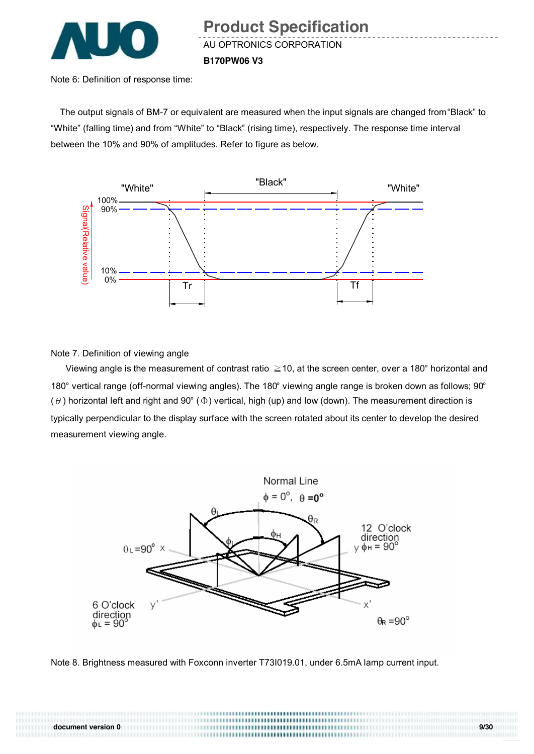Note 6: Definition of response time:

The output signals of BM-7 or equivalent are measured when the input signals are changed from "Black" to "White" (falling time) and from "White" to "Black" (rising time), respectively. The response time interval between the 10% and 90% of amplitudes. Refer to figure as below.

Note 7. Definition of viewing angle

Viewing angle is the measurement of contrast ratio ≧10, at the screen center, over a 180° horizontal and 180° vertical range (off-normal viewing angles). The 180° viewing angle range is broken down as follows; 90° ( $\theta$ ) horizontal left and right and 90° ( $\Phi$ ) vertical, high (up) and low (down). The measurement direction is typically perpendicular to the display surface with the screen rotated about its center to develop the desired measurement viewing angle.

Note 8. Brightness measured with Foxconn inverter T73I019.01, under 6.5mA lamp current input.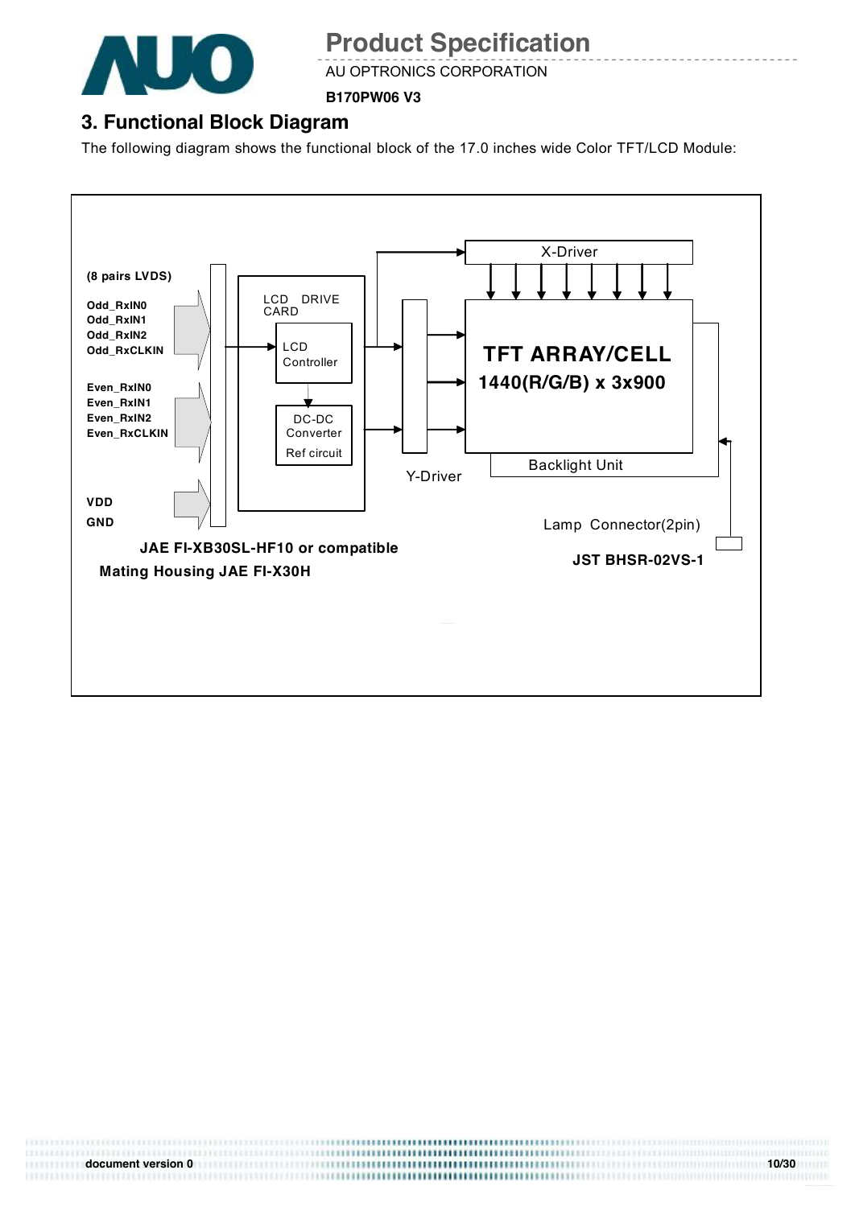## 3. Functional Block Diagram

The following diagram shows the functional block of the 17.0 inches wide Color TFT/LCD Module:

(8 pairs LVDS)

Odd_RxIN0
Odd_RxIN1
Odd_RxIN2
Odd_RxCLKIN

Even_RxIN0
Even_RxIN1
Even_RxIN2
Even_RxCLKIN

VDD
GND

LCD DRIVE CARD

LCD Controller

DC-DC Converter

Ref circuit

X-Driver

Y-Driver

TFT ARRAY/CELL
1440(R/G/B) x 3x900

Backlight Unit

Lamp Connector(2pin)

JAE FI-XB30SL-HF10 or compatible

Mating Housing JAE FI-X30H

JST BHSR-02VS-1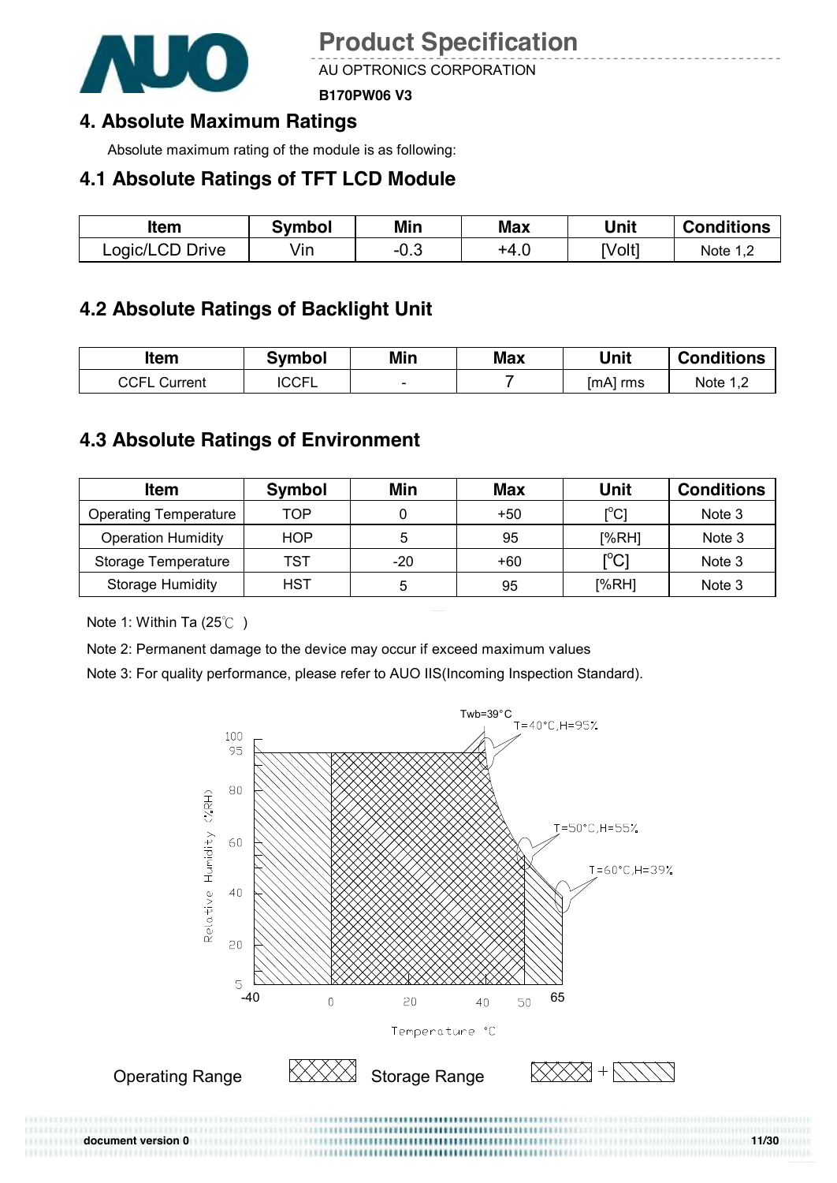## 4. Absolute Maximum Ratings

Absolute maximum rating of the module is as following:

### 4.1 Absolute Ratings of TFT LCD Module

| Item | Symbol | Min | Max | Unit | Conditions |
|---|---|---|---|---|---|
| Logic/LCD Drive | Vin | -0.3 | +4.0 | [Volt] | Note 1,2 |

### 4.2 Absolute Ratings of Backlight Unit

| Item | Symbol | Min | Max | Unit | Conditions |
|---|---|---|---|---|---|
| CCFL Current | ICCFL | - | 7 | [mA] rms | Note 1,2 |

### 4.3 Absolute Ratings of Environment

| Item | Symbol | Min | Max | Unit | Conditions |
|---|---|---|---|---|---|
| Operating Temperature | TOP | 0 | +50 | [°C] | Note 3 |
| Operation Humidity | HOP | 5 | 95 | [%RH] | Note 3 |
| Storage Temperature | TST | -20 | +60 | [°C] | Note 3 |
| Storage Humidity | HST | 5 | 95 | [%RH] | Note 3 |

Note 1: Within Ta (25℃ )

Note 2: Permanent damage to the device may occur if exceed maximum values

Note 3: For quality performance, please refer to AUO IIS(Incoming Inspection Standard).

Twb=39°C
T=40°C,H=95%
T=50°C,H=55%
T=60°C,H=39%

Relative Humidity (%RH): 100, 95, 80, 60, 40, 20, 5

Temperature °C: -40, 0, 20, 40, 50, 65

Operating Range | Storage Range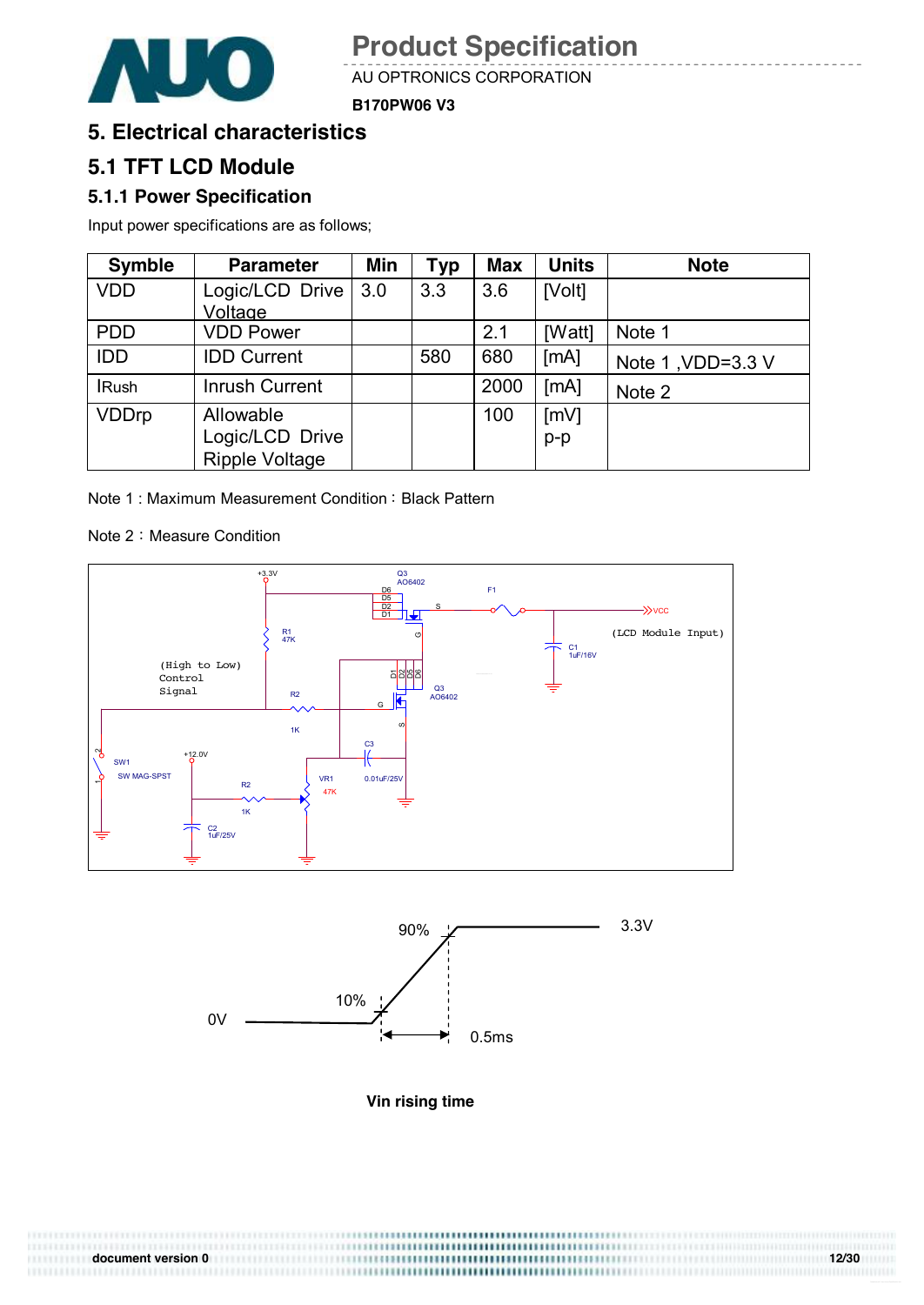# 5. Electrical characteristics

## 5.1 TFT LCD Module

### 5.1.1 Power Specification

Input power specifications are as follows;

| Symble | Parameter | Min | Typ | Max | Units | Note |
|---|---|---|---|---|---|---|
| VDD | Logic/LCD Drive Voltage | 3.0 | 3.3 | 3.6 | [Volt] | |
| PDD | VDD Power | | | 2.1 | [Watt] | Note 1 |
| IDD | IDD Current | | 580 | 680 | [mA] | Note 1 ,VDD=3.3 V |
| IRush | Inrush Current | | | 2000 | [mA] | Note 2 |
| VDDrp | Allowable Logic/LCD Drive Ripple Voltage | | | 100 | [mV] p-p | |

Note 1 : Maximum Measurement Condition：Black Pattern

Note 2：Measure Condition

+3.3V
Q3
AO6402
D6
D5
D2
D1
S
F1
VCC
(LCD Module Input)
R1
47K
G
C1
1uF/16V
(High to Low)
Control
Signal
D1
D2
D5
D6
Q3
AO6402
R2
G
1K
S
C3
SW1
SW MAG-SPST
+12.0V
VR1
47K
0.01uF/25V
R2
1K
C2
1uF/25V

90%
3.3V
10%
0V
0.5ms

**Vin rising time**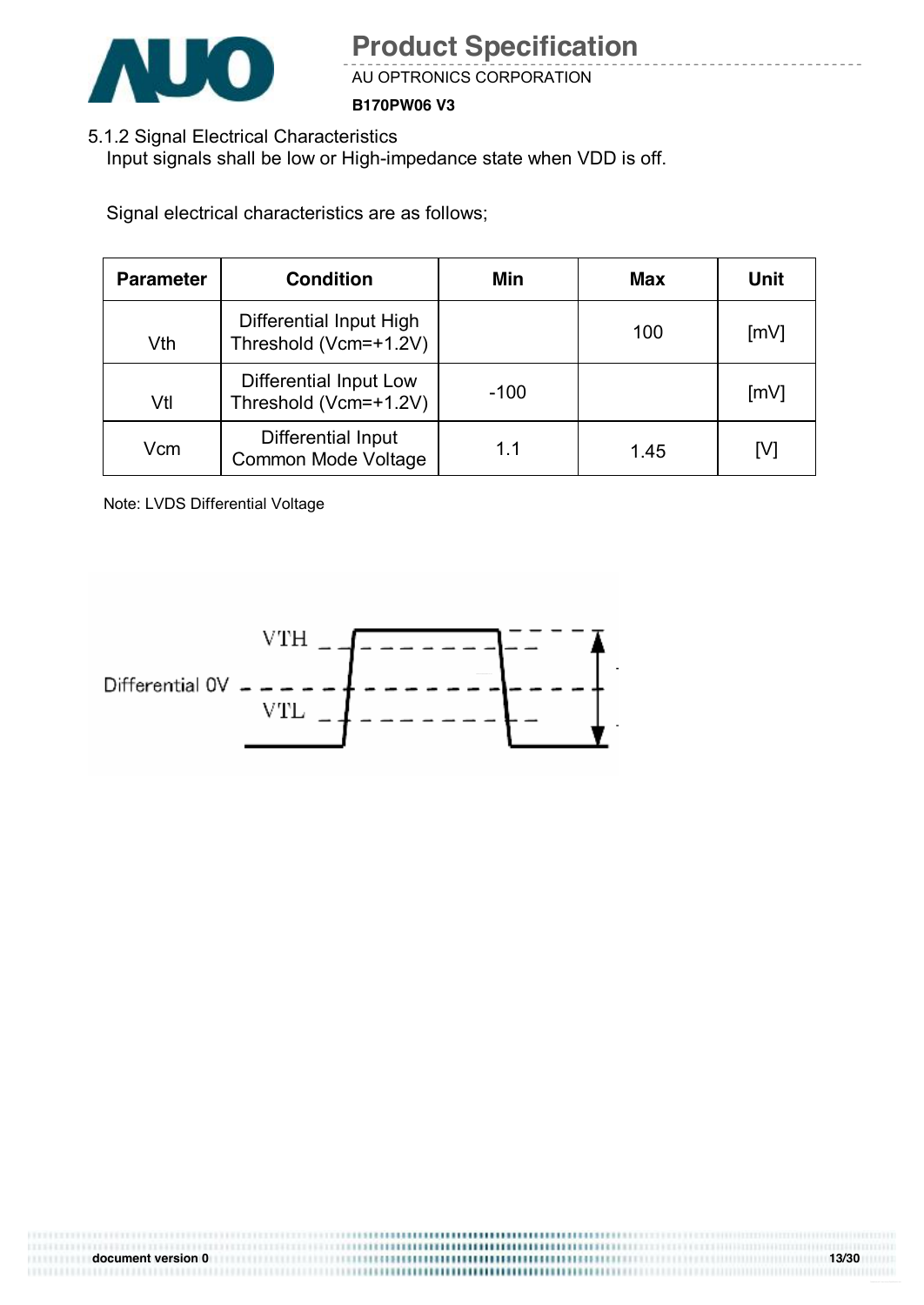5.1.2 Signal Electrical Characteristics

Input signals shall be low or High-impedance state when VDD is off.

Signal electrical characteristics are as follows;

| Parameter | Condition | Min | Max | Unit |
|---|---|---|---|---|
| Vth | Differential Input High Threshold (Vcm=+1.2V) | | 100 | [mV] |
| Vtl | Differential Input Low Threshold (Vcm=+1.2V) | -100 | | [mV] |
| Vcm | Differential Input Common Mode Voltage | 1.1 | 1.45 | [V] |

Note: LVDS Differential Voltage

VTH

Differential 0V

VTL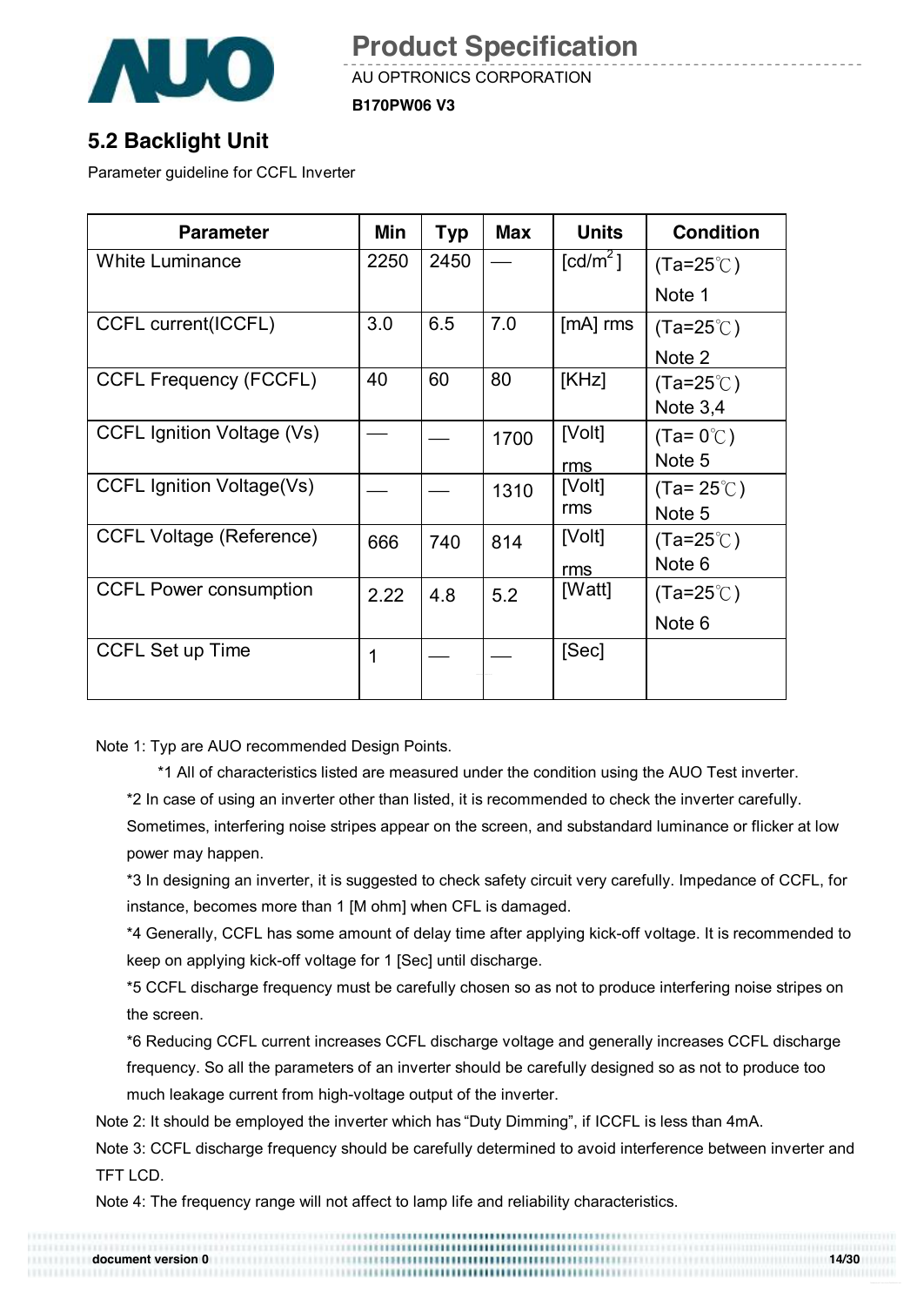## 5.2 Backlight Unit

Parameter guideline for CCFL Inverter

| Parameter | Min | Typ | Max | Units | Condition |
|---|---|---|---|---|---|
| White Luminance | 2250 | 2450 | — | [cd/m$^2$] | (Ta=25℃) Note 1 |
| CCFL current(ICCFL) | 3.0 | 6.5 | 7.0 | [mA] rms | (Ta=25℃) Note 2 |
| CCFL Frequency (FCCFL) | 40 | 60 | 80 | [KHz] | (Ta=25℃) Note 3,4 |
| CCFL Ignition Voltage (Vs) | — | — | 1700 | [Volt] rms | (Ta= 0℃) Note 5 |
| CCFL Ignition Voltage(Vs) | — | — | 1310 | [Volt] rms | (Ta= 25℃) Note 5 |
| CCFL Voltage (Reference) | 666 | 740 | 814 | [Volt] rms | (Ta=25℃) Note 6 |
| CCFL Power consumption | 2.22 | 4.8 | 5.2 | [Watt] | (Ta=25℃) Note 6 |
| CCFL Set up Time | 1 | — | — | [Sec] | |

Note 1: Typ are AUO recommended Design Points.

*1 All of characteristics listed are measured under the condition using the AUO Test inverter.

*2 In case of using an inverter other than listed, it is recommended to check the inverter carefully. Sometimes, interfering noise stripes appear on the screen, and substandard luminance or flicker at low power may happen.

*3 In designing an inverter, it is suggested to check safety circuit very carefully. Impedance of CCFL, for instance, becomes more than 1 [M ohm] when CFL is damaged.

*4 Generally, CCFL has some amount of delay time after applying kick-off voltage. It is recommended to keep on applying kick-off voltage for 1 [Sec] until discharge.

*5 CCFL discharge frequency must be carefully chosen so as not to produce interfering noise stripes on the screen.

*6 Reducing CCFL current increases CCFL discharge voltage and generally increases CCFL discharge frequency. So all the parameters of an inverter should be carefully designed so as not to produce too much leakage current from high-voltage output of the inverter.

Note 2: It should be employed the inverter which has "Duty Dimming", if ICCFL is less than 4mA.

Note 3: CCFL discharge frequency should be carefully determined to avoid interference between inverter and TFT LCD.

Note 4: The frequency range will not affect to lamp life and reliability characteristics.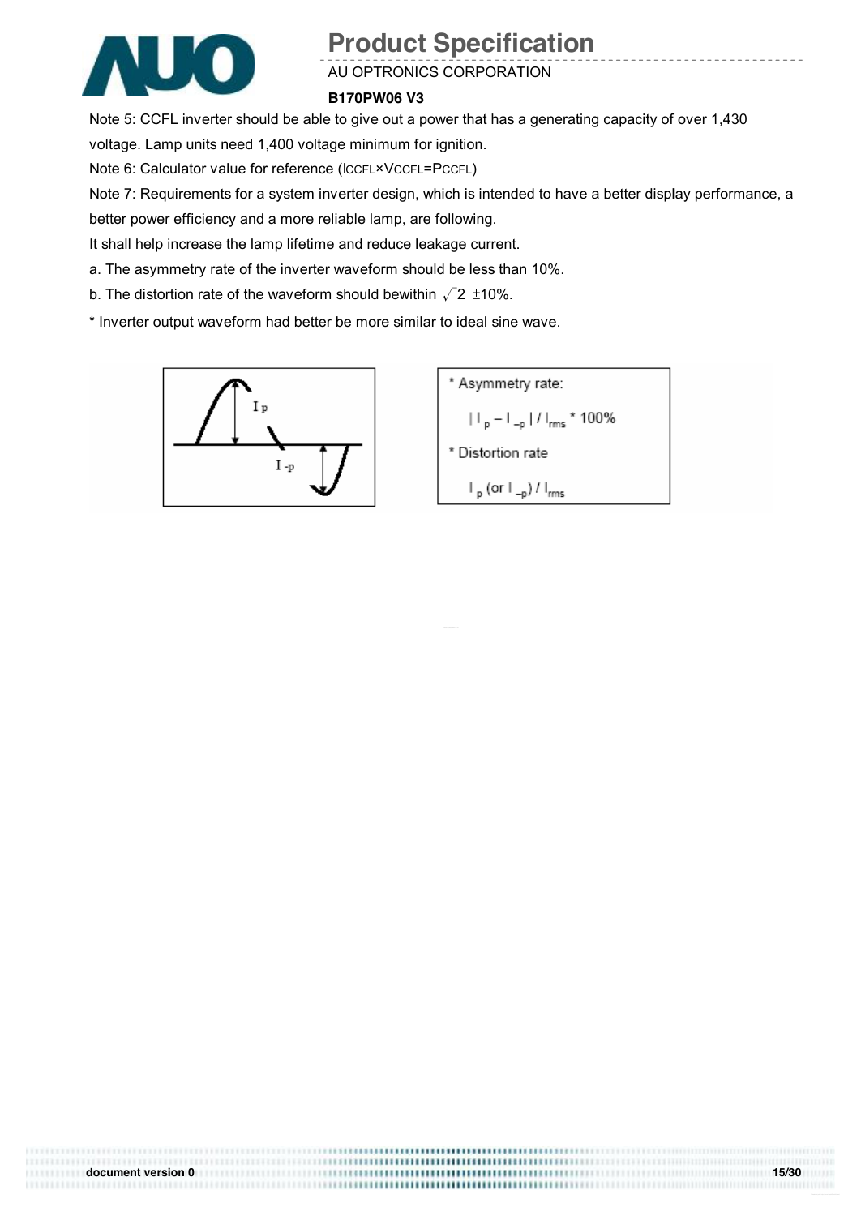Note 5: CCFL inverter should be able to give out a power that has a generating capacity of over 1,430 voltage. Lamp units need 1,400 voltage minimum for ignition.

Note 6: Calculator value for reference ($I_{CCFL} \times V_{CCFL} = P_{CCFL}$)

Note 7: Requirements for a system inverter design, which is intended to have a better display performance, a better power efficiency and a more reliable lamp, are following.

It shall help increase the lamp lifetime and reduce leakage current.

a. The asymmetry rate of the inverter waveform should be less than 10%.

b. The distortion rate of the waveform should bewithin $\sqrt{2}$ ±10%.

* Inverter output waveform had better be more similar to ideal sine wave.

Ip

I -p

* Asymmetry rate:

$| I_p - I_{-p} | / I_{rms} * 100\%$

* Distortion rate

$I_p$ (or $I_{-p}$) / $I_{rms}$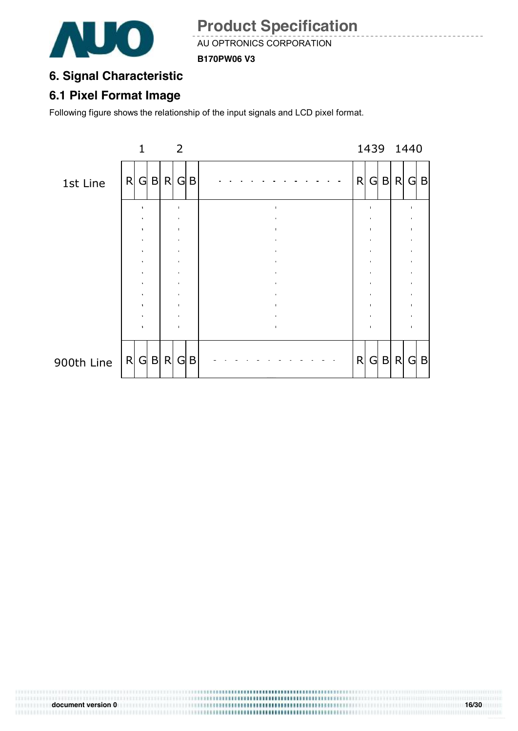# 6. Signal Characteristic

## 6.1 Pixel Format Image

Following figure shows the relationship of the input signals and LCD pixel format.

| | 1 | | | 2 | | | | 1439 | | | 1440 | | |
|---|---|---|---|---|---|---|---|---|---|---|---|---|---|
| 1st Line | R | G | B | R | G | B | - - - - - - - - - - - - | R | G | B | R | G | B |
| | · | | | · | | | · | | · | | | · | |
| 900th Line | R | G | B | R | G | B | - - - - - - - - - - - - | R | G | B | R | G | B |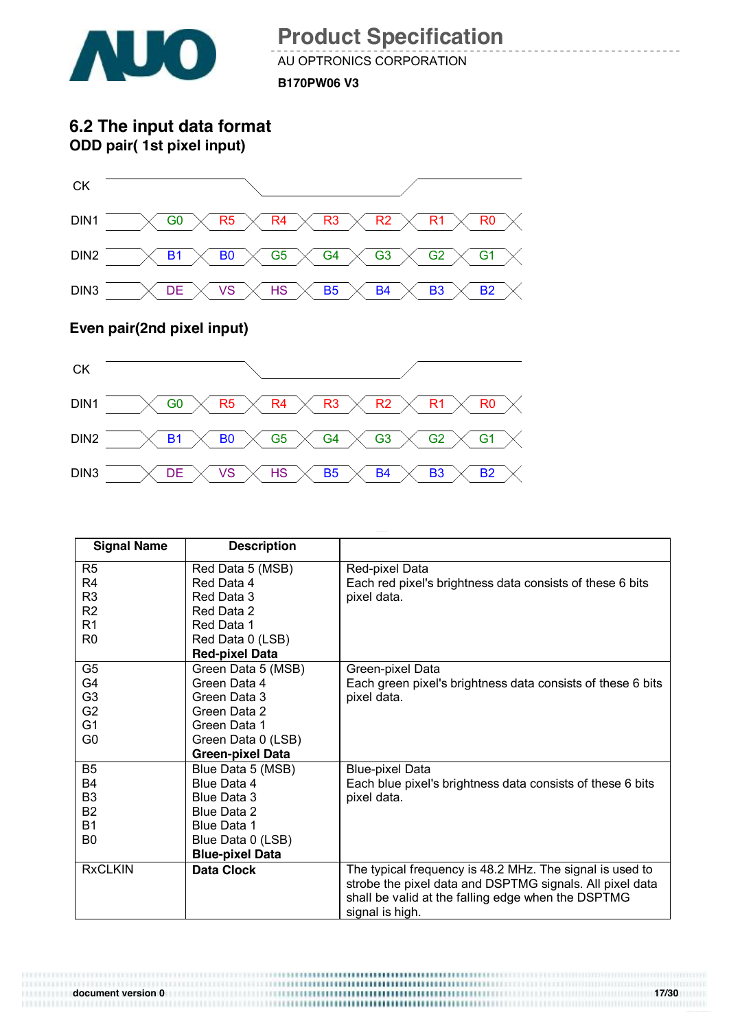## 6.2 The input data format

**ODD pair( 1st pixel input)**

| CK | | | | | | | |
|---|---|---|---|---|---|---|---|
| DIN1 | G0 | R5 | R4 | R3 | R2 | R1 | R0 |
| DIN2 | B1 | B0 | G5 | G4 | G3 | G2 | G1 |
| DIN3 | DE | VS | HS | B5 | B4 | B3 | B2 |

**Even pair(2nd pixel input)**

| CK | | | | | | | |
|---|---|---|---|---|---|---|---|
| DIN1 | G0 | R5 | R4 | R3 | R2 | R1 | R0 |
| DIN2 | B1 | B0 | G5 | G4 | G3 | G2 | G1 |
| DIN3 | DE | VS | HS | B5 | B4 | B3 | B2 |

| Signal Name | Description | |
|---|---|---|
| R5<br>R4<br>R3<br>R2<br>R1<br>R0 | Red Data 5 (MSB)<br>Red Data 4<br>Red Data 3<br>Red Data 2<br>Red Data 1<br>Red Data 0 (LSB)<br>**Red-pixel Data** | Red-pixel Data<br>Each red pixel's brightness data consists of these 6 bits pixel data. |
| G5<br>G4<br>G3<br>G2<br>G1<br>G0 | Green Data 5 (MSB)<br>Green Data 4<br>Green Data 3<br>Green Data 2<br>Green Data 1<br>Green Data 0 (LSB)<br>**Green-pixel Data** | Green-pixel Data<br>Each green pixel's brightness data consists of these 6 bits pixel data. |
| B5<br>B4<br>B3<br>B2<br>B1<br>B0 | Blue Data 5 (MSB)<br>Blue Data 4<br>Blue Data 3<br>Blue Data 2<br>Blue Data 1<br>Blue Data 0 (LSB)<br>**Blue-pixel Data** | Blue-pixel Data<br>Each blue pixel's brightness data consists of these 6 bits pixel data. |
| RxCLKIN | **Data Clock** | The typical frequency is 48.2 MHz. The signal is used to strobe the pixel data and DSPTMG signals. All pixel data shall be valid at the falling edge when the DSPTMG signal is high. |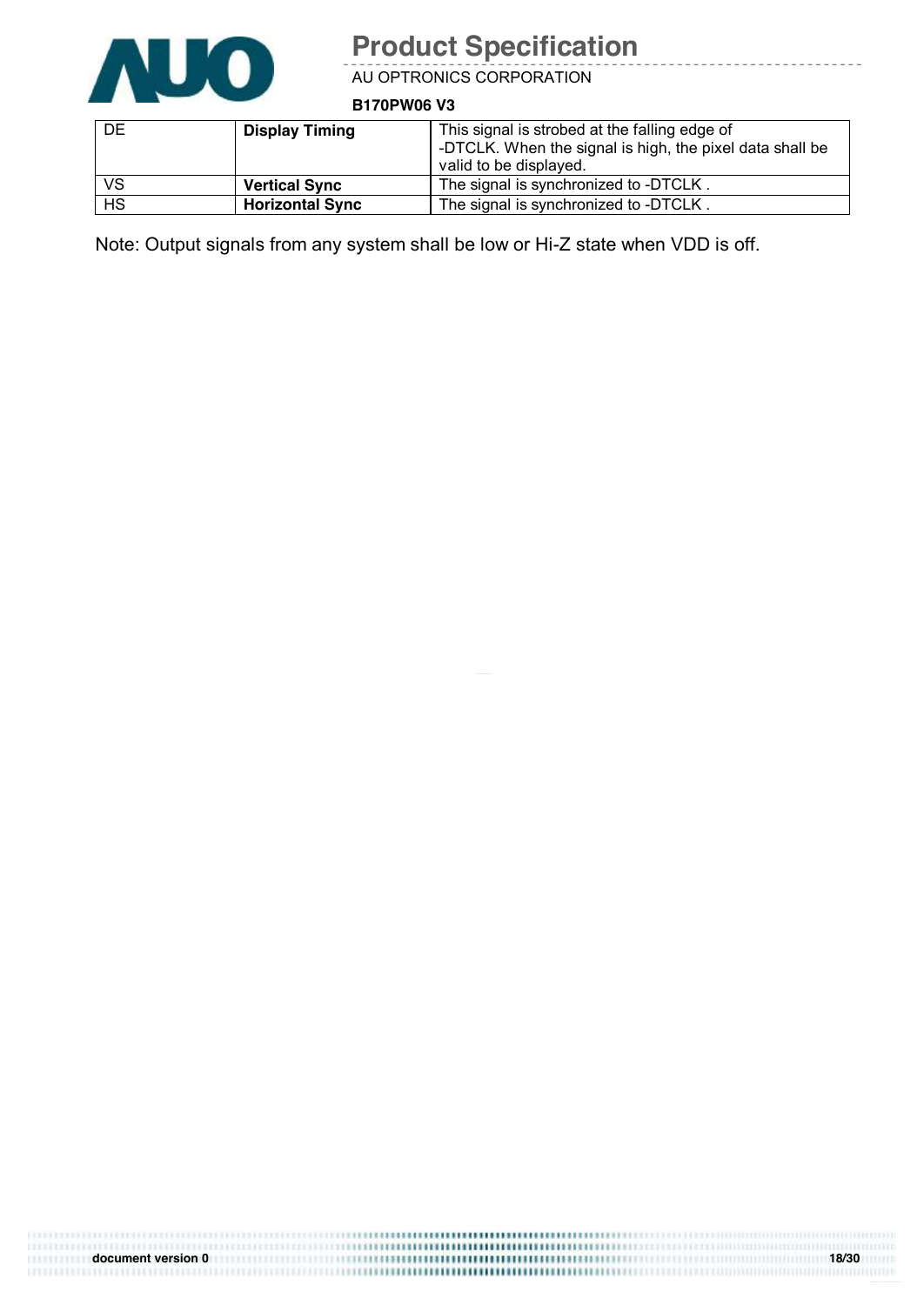| DE | **Display Timing** | This signal is strobed at the falling edge of -DTCLK. When the signal is high, the pixel data shall be valid to be displayed. |
|---|---|---|
| VS | **Vertical Sync** | The signal is synchronized to -DTCLK . |
| HS | **Horizontal Sync** | The signal is synchronized to -DTCLK . |

Note: Output signals from any system shall be low or Hi-Z state when VDD is off.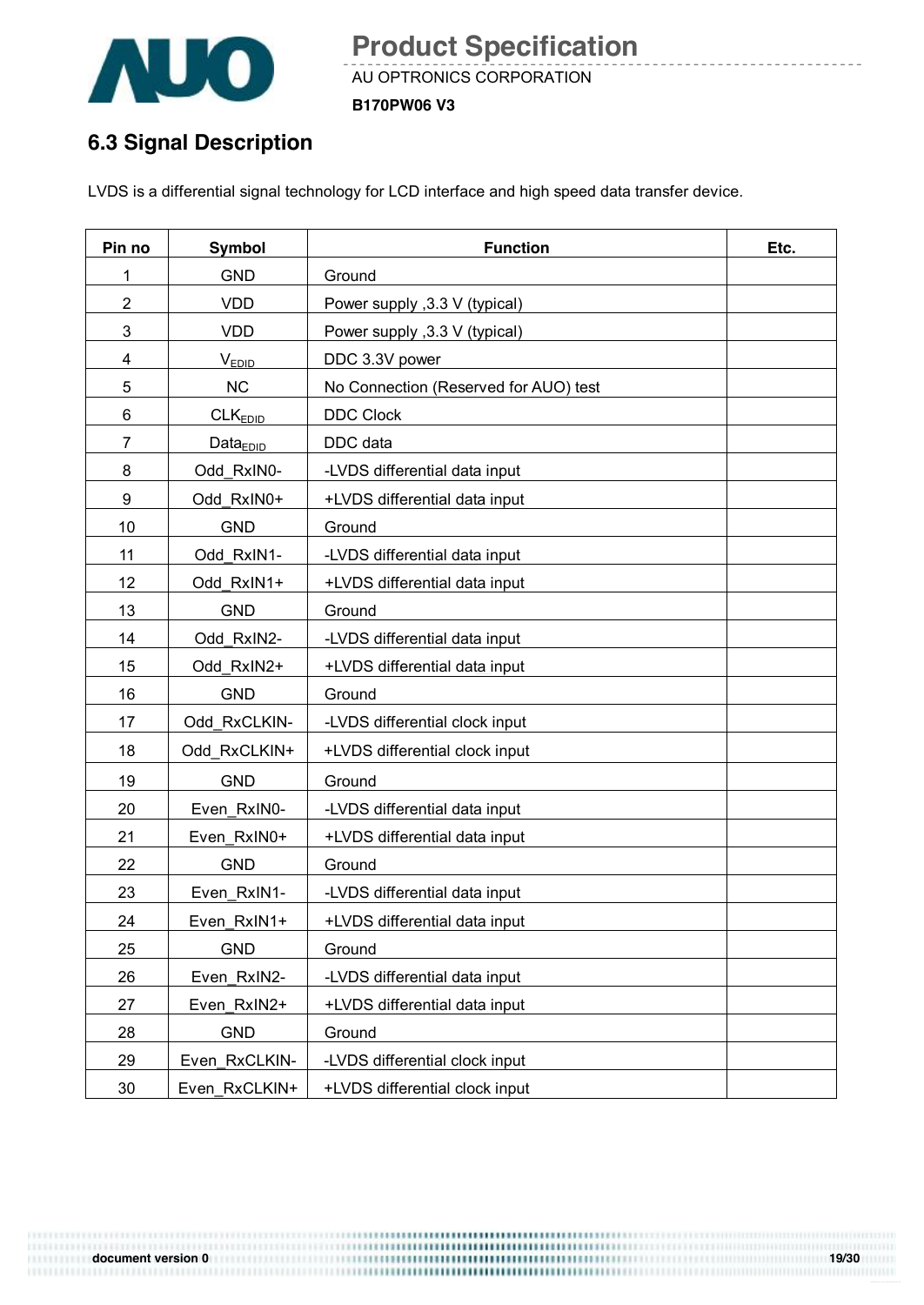## 6.3 Signal Description

LVDS is a differential signal technology for LCD interface and high speed data transfer device.

| Pin no | Symbol | Function | Etc. |
|---|---|---|---|
| 1 | GND | Ground | |
| 2 | VDD | Power supply ,3.3 V (typical) | |
| 3 | VDD | Power supply ,3.3 V (typical) | |
| 4 | $V_{EDID}$ | DDC 3.3V power | |
| 5 | NC | No Connection (Reserved for AUO) test | |
| 6 | $CLK_{EDID}$ | DDC Clock | |
| 7 | $Data_{EDID}$ | DDC data | |
| 8 | Odd_RxIN0- | -LVDS differential data input | |
| 9 | Odd_RxIN0+ | +LVDS differential data input | |
| 10 | GND | Ground | |
| 11 | Odd_RxIN1- | -LVDS differential data input | |
| 12 | Odd_RxIN1+ | +LVDS differential data input | |
| 13 | GND | Ground | |
| 14 | Odd_RxIN2- | -LVDS differential data input | |
| 15 | Odd_RxIN2+ | +LVDS differential data input | |
| 16 | GND | Ground | |
| 17 | Odd_RxCLKIN- | -LVDS differential clock input | |
| 18 | Odd_RxCLKIN+ | +LVDS differential clock input | |
| 19 | GND | Ground | |
| 20 | Even_RxIN0- | -LVDS differential data input | |
| 21 | Even_RxIN0+ | +LVDS differential data input | |
| 22 | GND | Ground | |
| 23 | Even_RxIN1- | -LVDS differential data input | |
| 24 | Even_RxIN1+ | +LVDS differential data input | |
| 25 | GND | Ground | |
| 26 | Even_RxIN2- | -LVDS differential data input | |
| 27 | Even_RxIN2+ | +LVDS differential data input | |
| 28 | GND | Ground | |
| 29 | Even_RxCLKIN- | -LVDS differential clock input | |
| 30 | Even_RxCLKIN+ | +LVDS differential clock input | |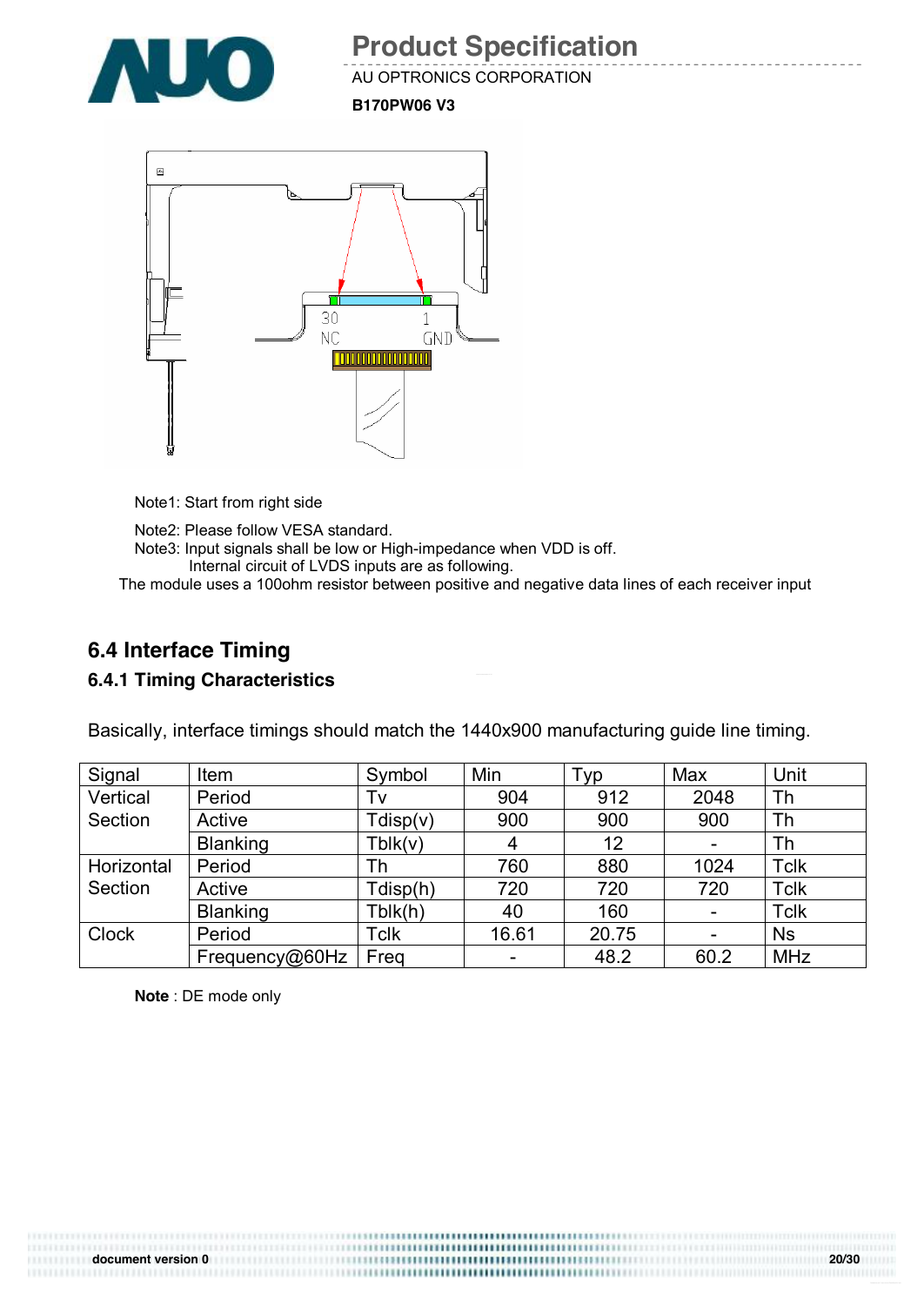Note1: Start from right side

Note2: Please follow VESA standard.

Note3: Input signals shall be low or High-impedance when VDD is off.

Internal circuit of LVDS inputs are as following.

The module uses a 100ohm resistor between positive and negative data lines of each receiver input

## 6.4 Interface Timing

### 6.4.1 Timing Characteristics

Basically, interface timings should match the 1440x900 manufacturing guide line timing.

| Signal | Item | Symbol | Min | Typ | Max | Unit |
|---|---|---|---|---|---|---|
| Vertical Section | Period | Tv | 904 | 912 | 2048 | Th |
| | Active | Tdisp(v) | 900 | 900 | 900 | Th |
| | Blanking | Tblk(v) | 4 | 12 | - | Th |
| Horizontal Section | Period | Th | 760 | 880 | 1024 | Tclk |
| | Active | Tdisp(h) | 720 | 720 | 720 | Tclk |
| | Blanking | Tblk(h) | 40 | 160 | - | Tclk |
| Clock | Period | Tclk | 16.61 | 20.75 | - | Ns |
| | Frequency@60Hz | Freq | - | 48.2 | 60.2 | MHz |

**Note** : DE mode only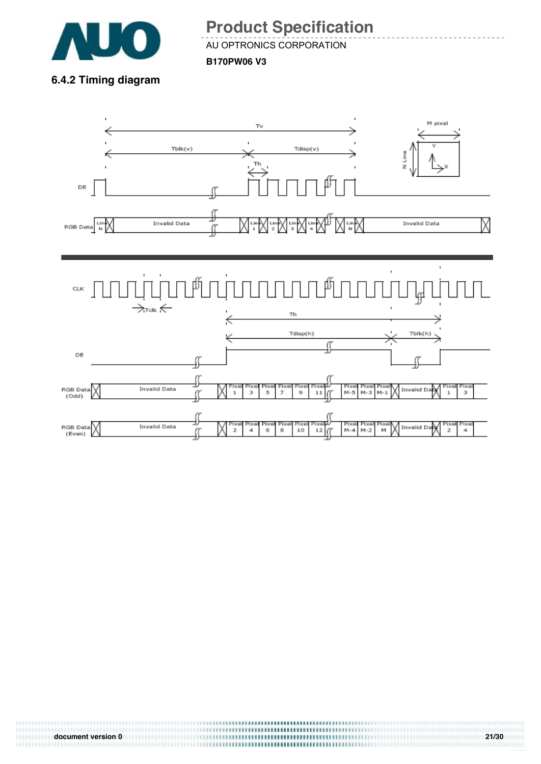### 6.4.2 Timing diagram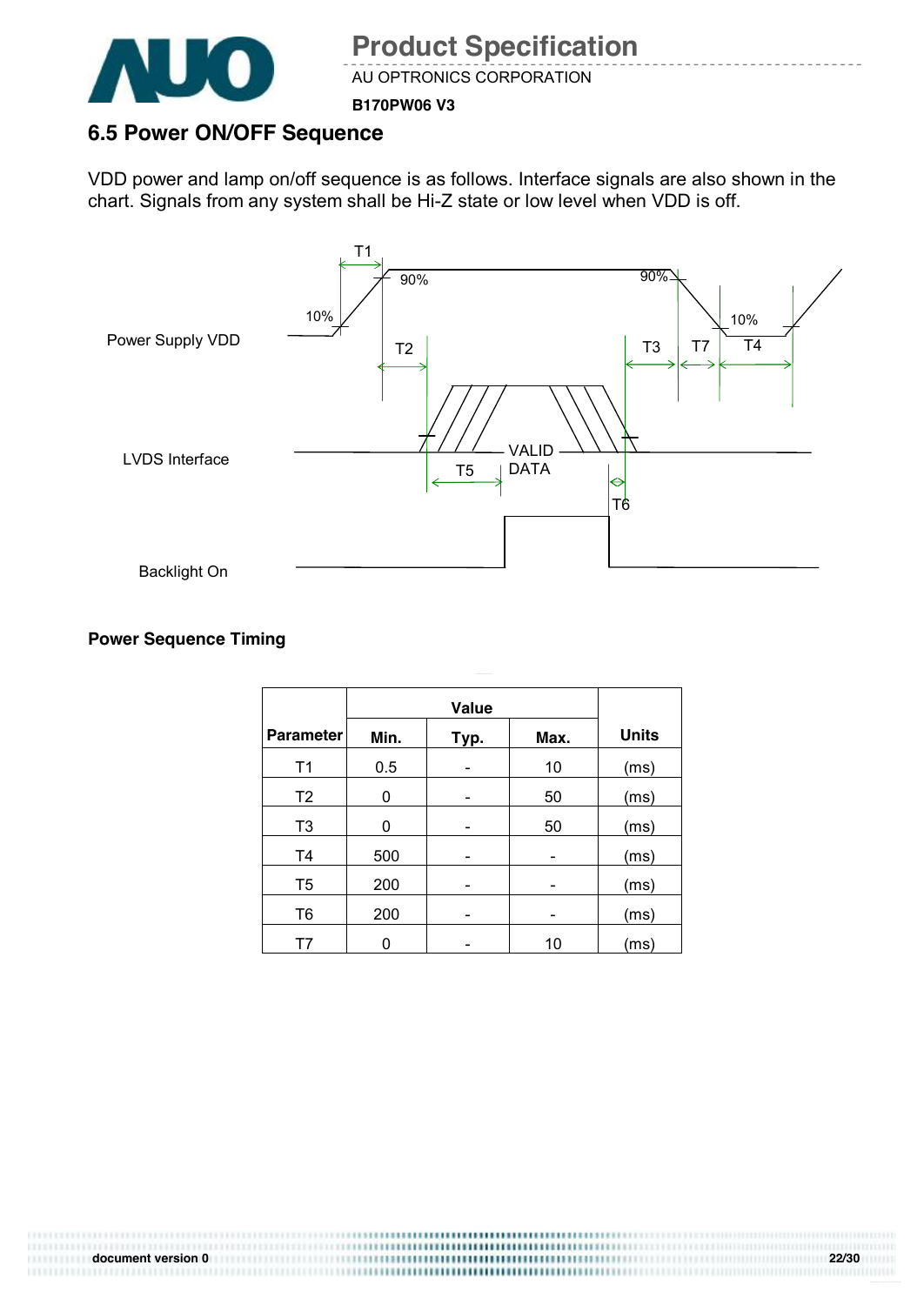## 6.5 Power ON/OFF Sequence

VDD power and lamp on/off sequence is as follows. Interface signals are also shown in the chart. Signals from any system shall be Hi-Z state or low level when VDD is off.

Power Supply VDD

LVDS Interface

Backlight On

T1 T2 T3 T4 T5 T6 T7 10% 90% 90% 10% VALID DATA

**Power Sequence Timing**

| Parameter | Value | | | Units |
|---|---|---|---|---|
| | Min. | Typ. | Max. | |
| T1 | 0.5 | - | 10 | (ms) |
| T2 | 0 | - | 50 | (ms) |
| T3 | 0 | - | 50 | (ms) |
| T4 | 500 | - | - | (ms) |
| T5 | 200 | - | - | (ms) |
| T6 | 200 | - | - | (ms) |
| T7 | 0 | - | 10 | (ms) |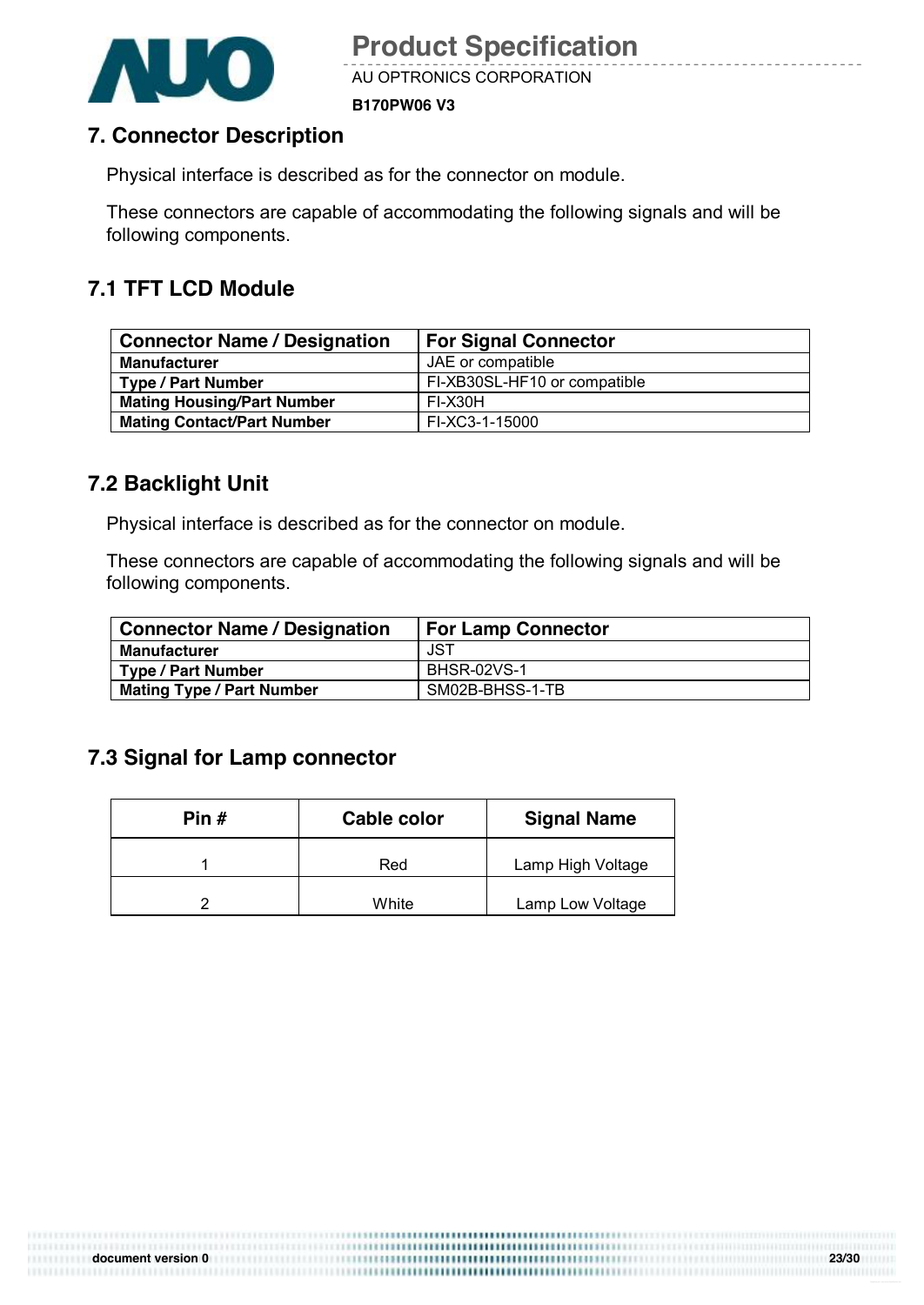## 7. Connector Description

Physical interface is described as for the connector on module.

These connectors are capable of accommodating the following signals and will be following components.

### 7.1 TFT LCD Module

| Connector Name / Designation | For Signal Connector |
|---|---|
| **Manufacturer** | JAE or compatible |
| **Type / Part Number** | FI-XB30SL-HF10 or compatible |
| **Mating Housing/Part Number** | FI-X30H |
| **Mating Contact/Part Number** | FI-XC3-1-15000 |

### 7.2 Backlight Unit

Physical interface is described as for the connector on module.

These connectors are capable of accommodating the following signals and will be following components.

| Connector Name / Designation | For Lamp Connector |
|---|---|
| **Manufacturer** | JST |
| **Type / Part Number** | BHSR-02VS-1 |
| **Mating Type / Part Number** | SM02B-BHSS-1-TB |

### 7.3 Signal for Lamp connector

| Pin # | Cable color | Signal Name |
|---|---|---|
| 1 | Red | Lamp High Voltage |
| 2 | White | Lamp Low Voltage |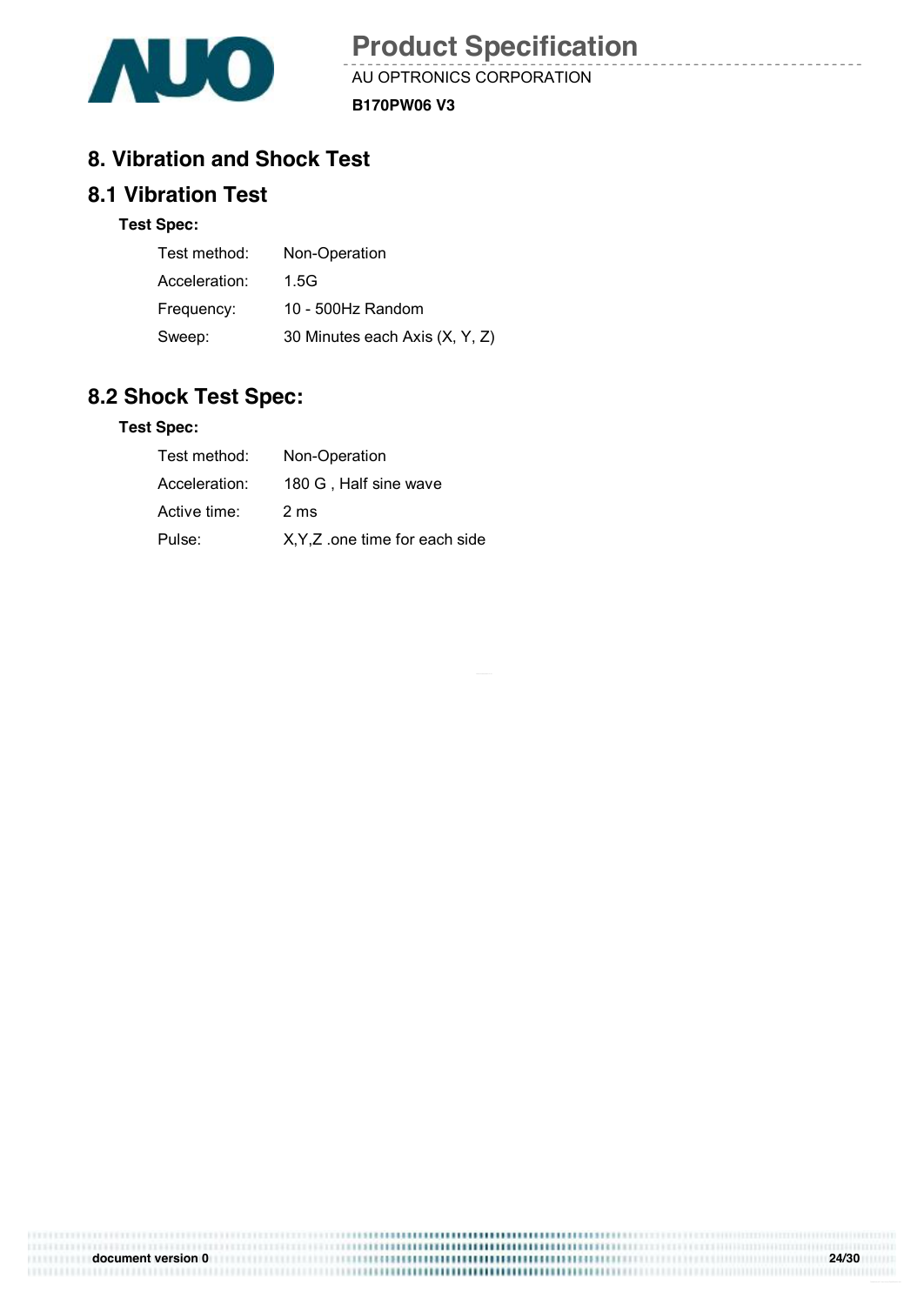# 8. Vibration and Shock Test

## 8.1 Vibration Test

**Test Spec:**

| | |
|---|---|
| Test method: | Non-Operation |
| Acceleration: | 1.5G |
| Frequency: | 10 - 500Hz Random |
| Sweep: | 30 Minutes each Axis (X, Y, Z) |

## 8.2 Shock Test Spec:

**Test Spec:**

| | |
|---|---|
| Test method: | Non-Operation |
| Acceleration: | 180 G , Half sine wave |
| Active time: | 2 ms |
| Pulse: | X,Y,Z .one time for each side |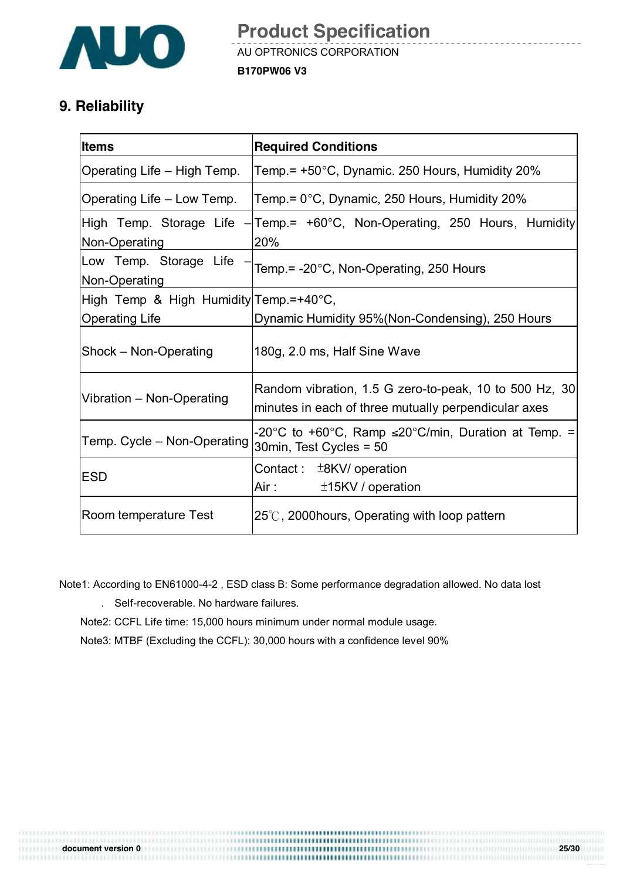# 9. Reliability

| Items | Required Conditions |
|---|---|
| Operating Life – High Temp. | Temp.= +50°C, Dynamic. 250 Hours, Humidity 20% |
| Operating Life – Low Temp. | Temp.= 0°C, Dynamic, 250 Hours, Humidity 20% |
| High Temp. Storage Life – Non-Operating | Temp.= +60°C, Non-Operating, 250 Hours, Humidity 20% |
| Low Temp. Storage Life – Non-Operating | Temp.= -20°C, Non-Operating, 250 Hours |
| High Temp & High Humidity Operating Life | Temp.=+40°C, Dynamic Humidity 95%(Non-Condensing), 250 Hours |
| Shock – Non-Operating | 180g, 2.0 ms, Half Sine Wave |
| Vibration – Non-Operating | Random vibration, 1.5 G zero-to-peak, 10 to 500 Hz, 30 minutes in each of three mutually perpendicular axes |
| Temp. Cycle – Non-Operating | -20°C to +60°C, Ramp ≤20°C/min, Duration at Temp. = 30min, Test Cycles = 50 |
| ESD | Contact : ±8KV/ operation<br>Air : ±15KV / operation |
| Room temperature Test | 25℃, 2000hours, Operating with loop pattern |

Note1: According to EN61000-4-2 , ESD class B: Some performance degradation allowed. No data lost

. Self-recoverable. No hardware failures.

Note2: CCFL Life time: 15,000 hours minimum under normal module usage.

Note3: MTBF (Excluding the CCFL): 30,000 hours with a confidence level 90%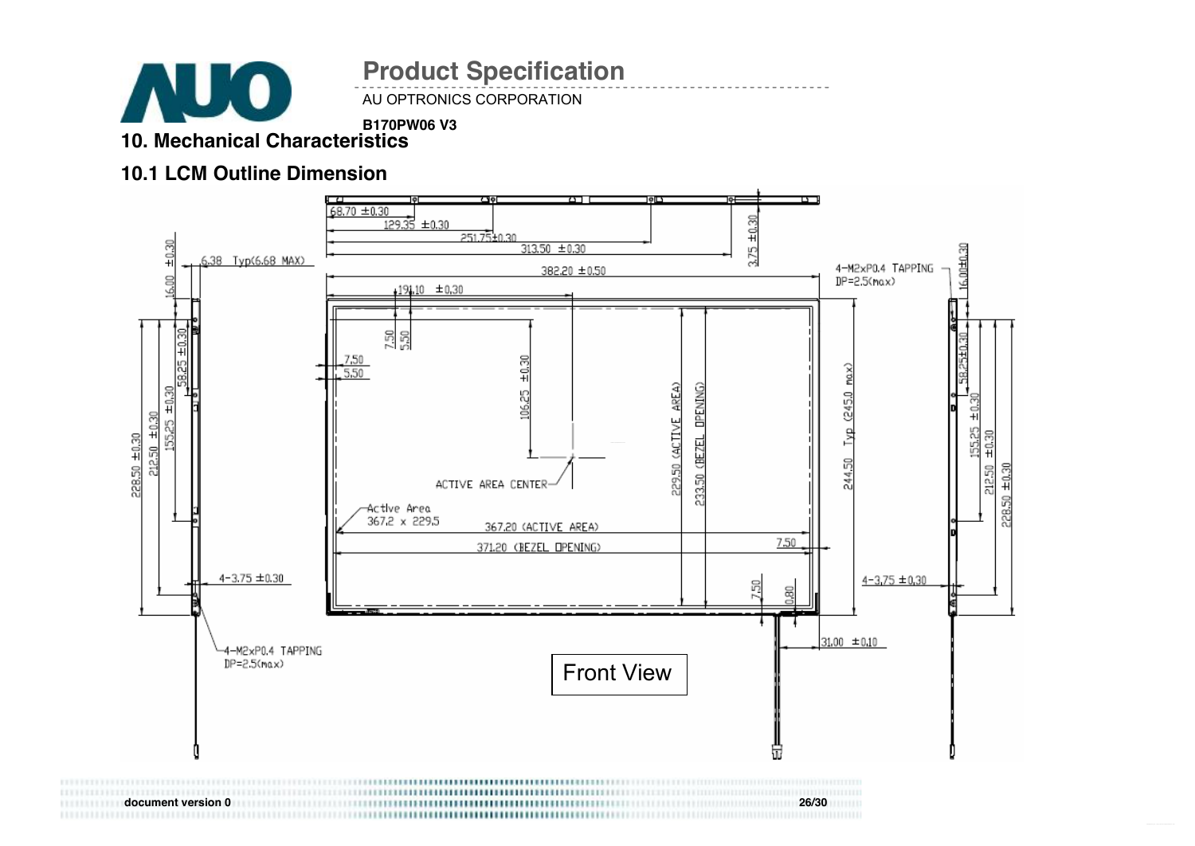## 10. Mechanical Characteristics

### 10.1 LCM Outline Dimension

68.70 ±0.30
129.35 ±0.30
251.75±0.30
313.50 ±0.30
3.75 ±0.30
382.20 ±0.50
191.10 ±0.30
6.38 Typ(6.68 MAX)
16.00 ±0.30
4-M2xP0.4 TAPPING
DP=2.5(max)
16.00±0.30
7.50
5.50
7.50
5.50
106.25 ±0.30
58.25 ±0.30
155.25 ±0.30
212.50 ±0.30
228.50 ±0.30
229.50 (ACTIVE AREA)
233.50 (BEZEL OPENING)
244.50 Typ (245.0 max)
ACTIVE AREA CENTER
Active Area
367.2 x 229.5
367.20 (ACTIVE AREA)
371.20 (BEZEL OPENING)
7.50
4-3.75 ±0.30
7.50
0.80
4-3.75 ±0.30
31.00 ±0.10
4-M2xP0.4 TAPPING
DP=2.5(max)

Front View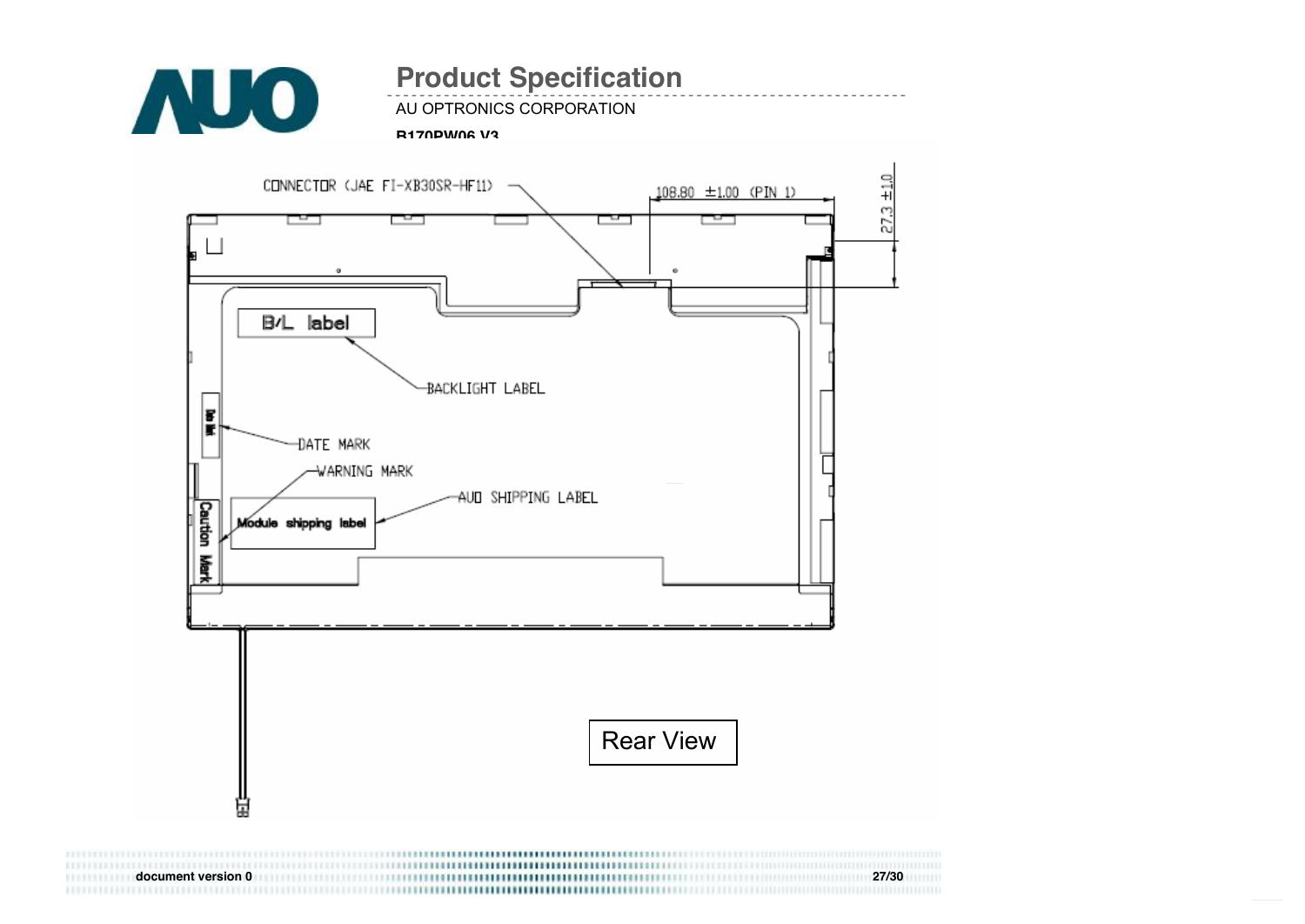CONNECTOR (JAE FI-XB30SR-HF11)

108.80 ±1.00 (PIN 1)

27.3 ±1.0

B/L label

BACKLIGHT LABEL

Date Mark

DATE MARK

WARNING MARK

AUO SHIPPING LABEL

Caution Mark

Module shipping label

Rear View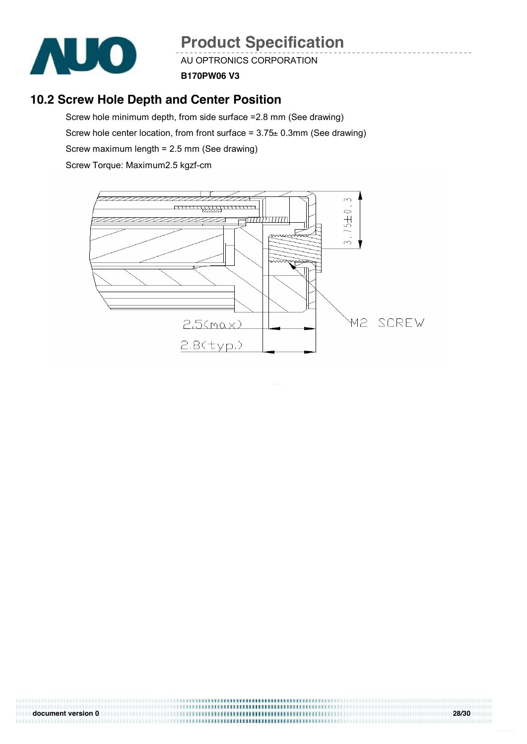## 10.2 Screw Hole Depth and Center Position

Screw hole minimum depth, from side surface =2.8 mm (See drawing)

Screw hole center location, from front surface = 3.75± 0.3mm (See drawing)

Screw maximum length = 2.5 mm (See drawing)

Screw Torque: Maximum2.5 kgzf-cm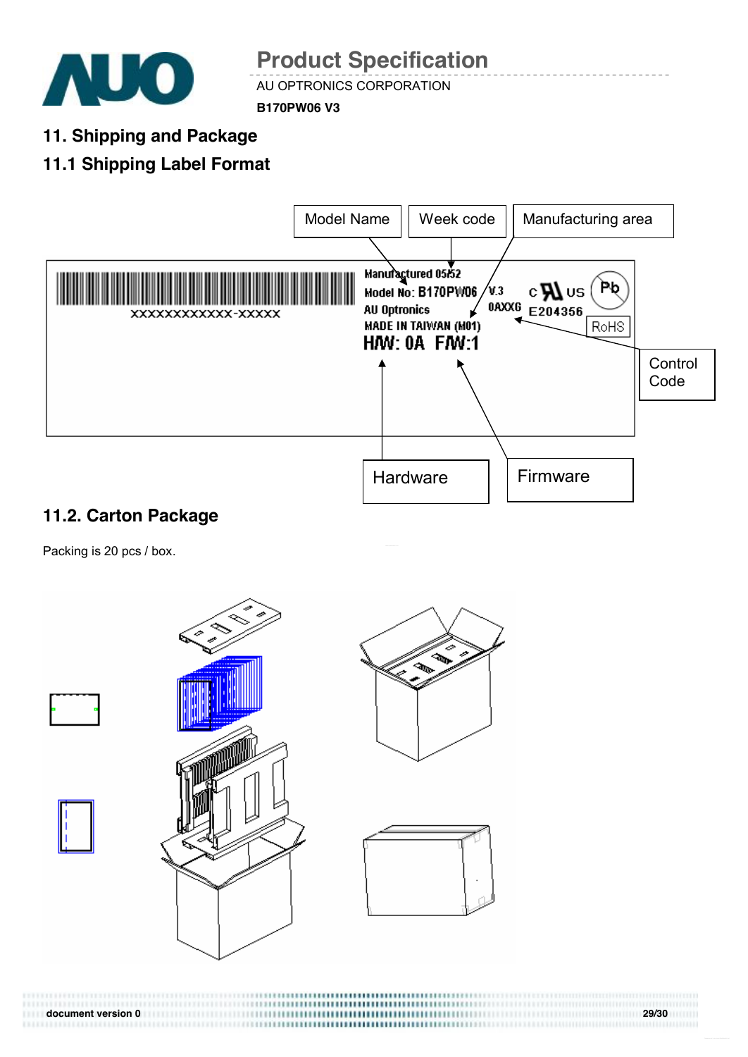## 11. Shipping and Package

### 11.1 Shipping Label Format

Model Name | Week code | Manufacturing area

XXXXXXXXXXX-XXXXX

Manufactured 05/52
Model No: B170PW06 V.3
AU Optronics 0AXXG
MADE IN TAIWAN (M01)
H/W: 0A F/W:1

c US E204356 Pb RoHS

Control Code

Hardware | Firmware

### 11.2. Carton Package

Packing is 20 pcs / box.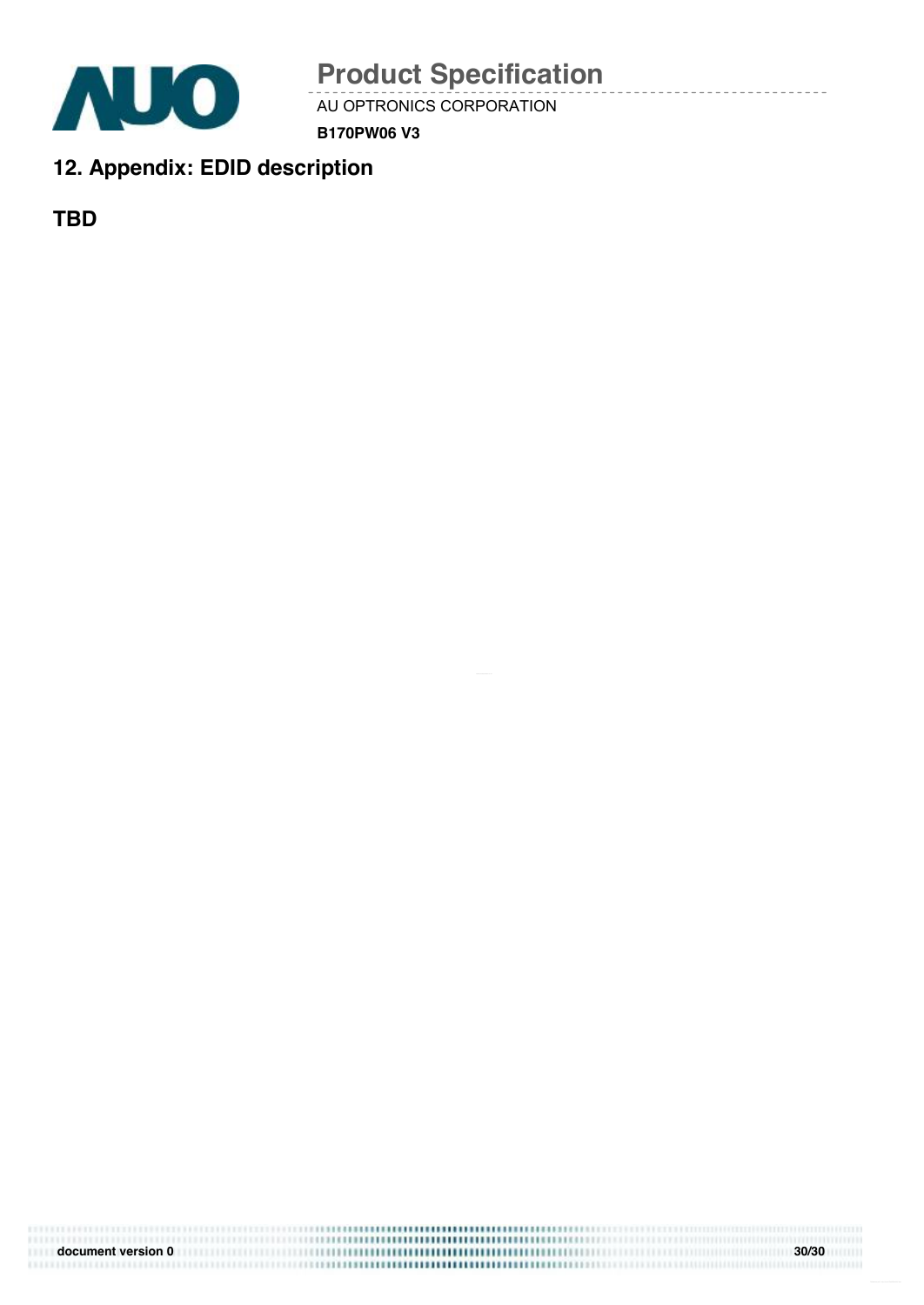## 12. Appendix: EDID description

**TBD**